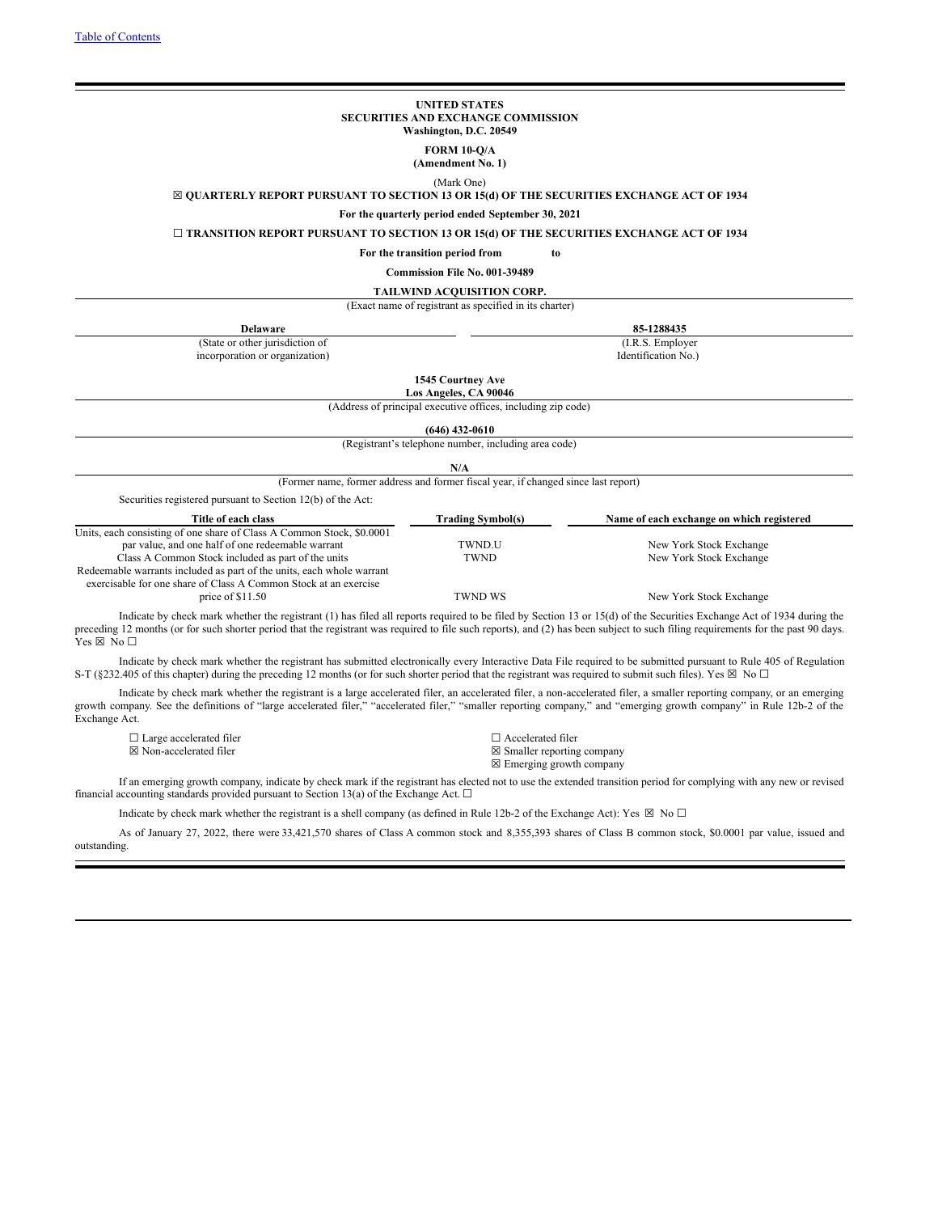[Table of Contents](#)

**UNITED STATES**
**SECURITIES AND EXCHANGE COMMISSION**
**Washington, D.C. 20549**

**FORM 10-Q/A**
**(Amendment No. 1)**

(Mark One)

☒ **QUARTERLY REPORT PURSUANT TO SECTION 13 OR 15(d) OF THE SECURITIES EXCHANGE ACT OF 1934**

**For the quarterly period ended September 30, 2021**

☐ **TRANSITION REPORT PURSUANT TO SECTION 13 OR 15(d) OF THE SECURITIES EXCHANGE ACT OF 1934**

**For the transition period from to**

**Commission File No. 001-39489**

**TAILWIND ACQUISITION CORP.**
(Exact name of registrant as specified in its charter)

| **Delaware** | **85-1288435** |
|---|---|
| (State or other jurisdiction of incorporation or organization) | (I.R.S. Employer Identification No.) |

**1545 Courtney Ave**
**Los Angeles, CA 90046**
(Address of principal executive offices, including zip code)

**(646) 432-0610**
(Registrant's telephone number, including area code)

**N/A**
(Former name, former address and former fiscal year, if changed since last report)

Securities registered pursuant to Section 12(b) of the Act:

| Title of each class | Trading Symbol(s) | Name of each exchange on which registered |
|---|---|---|
| Units, each consisting of one share of Class A Common Stock, $0.0001 par value, and one half of one redeemable warrant | TWND.U | New York Stock Exchange |
| Class A Common Stock included as part of the units | TWND | New York Stock Exchange |
| Redeemable warrants included as part of the units, each whole warrant exercisable for one share of Class A Common Stock at an exercise price of $11.50 | TWND WS | New York Stock Exchange |

Indicate by check mark whether the registrant (1) has filed all reports required to be filed by Section 13 or 15(d) of the Securities Exchange Act of 1934 during the preceding 12 months (or for such shorter period that the registrant was required to file such reports), and (2) has been subject to such filing requirements for the past 90 days. Yes ☒ No ☐

Indicate by check mark whether the registrant has submitted electronically every Interactive Data File required to be submitted pursuant to Rule 405 of Regulation S-T (§232.405 of this chapter) during the preceding 12 months (or for such shorter period that the registrant was required to submit such files). Yes ☒ No ☐

Indicate by check mark whether the registrant is a large accelerated filer, an accelerated filer, a non-accelerated filer, a smaller reporting company, or an emerging growth company. See the definitions of "large accelerated filer," "accelerated filer," "smaller reporting company," and "emerging growth company" in Rule 12b-2 of the Exchange Act.

| | |
|---|---|
| ☐ Large accelerated filer | ☐ Accelerated filer |
| ☒ Non-accelerated filer | ☒ Smaller reporting company |
| | ☒ Emerging growth company |

If an emerging growth company, indicate by check mark if the registrant has elected not to use the extended transition period for complying with any new or revised financial accounting standards provided pursuant to Section 13(a) of the Exchange Act. ☐

Indicate by check mark whether the registrant is a shell company (as defined in Rule 12b-2 of the Exchange Act): Yes ☒ No ☐

As of January 27, 2022, there were 33,421,570 shares of Class A common stock and 8,355,393 shares of Class B common stock, $0.0001 par value, issued and outstanding.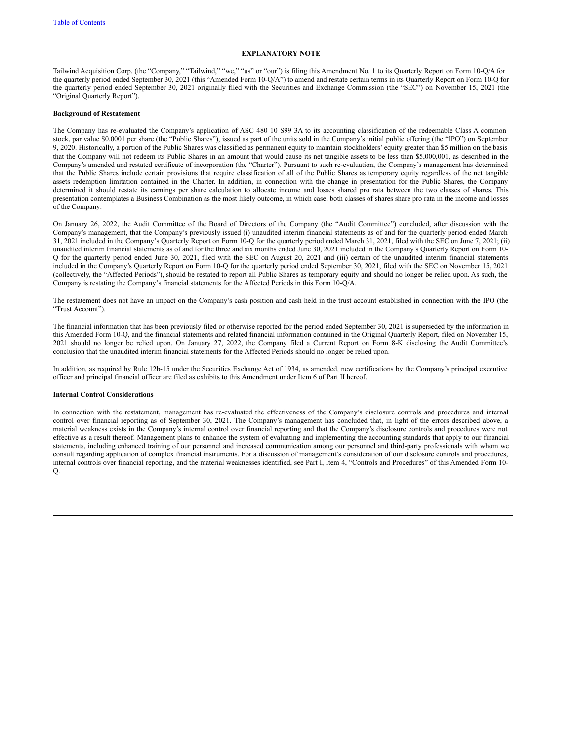## EXPLANATORY NOTE

Tailwind Acquisition Corp. (the "Company," "Tailwind," "we," "us" or "our") is filing this Amendment No. 1 to its Quarterly Report on Form 10-Q/A for the quarterly period ended September 30, 2021 (this "Amended Form 10-Q/A") to amend and restate certain terms in its Quarterly Report on Form 10-Q for the quarterly period ended September 30, 2021 originally filed with the Securities and Exchange Commission (the "SEC") on November 15, 2021 (the "Original Quarterly Report").

**Background of Restatement**

The Company has re-evaluated the Company's application of ASC 480 10 S99 3A to its accounting classification of the redeemable Class A common stock, par value $0.0001 per share (the "Public Shares"), issued as part of the units sold in the Company's initial public offering (the "IPO") on September 9, 2020. Historically, a portion of the Public Shares was classified as permanent equity to maintain stockholders' equity greater than $5 million on the basis that the Company will not redeem its Public Shares in an amount that would cause its net tangible assets to be less than $5,000,001, as described in the Company's amended and restated certificate of incorporation (the "Charter"). Pursuant to such re-evaluation, the Company's management has determined that the Public Shares include certain provisions that require classification of all of the Public Shares as temporary equity regardless of the net tangible assets redemption limitation contained in the Charter. In addition, in connection with the change in presentation for the Public Shares, the Company determined it should restate its earnings per share calculation to allocate income and losses shared pro rata between the two classes of shares. This presentation contemplates a Business Combination as the most likely outcome, in which case, both classes of shares share pro rata in the income and losses of the Company.

On January 26, 2022, the Audit Committee of the Board of Directors of the Company (the "Audit Committee") concluded, after discussion with the Company's management, that the Company's previously issued (i) unaudited interim financial statements as of and for the quarterly period ended March 31, 2021 included in the Company's Quarterly Report on Form 10-Q for the quarterly period ended March 31, 2021, filed with the SEC on June 7, 2021; (ii) unaudited interim financial statements as of and for the three and six months ended June 30, 2021 included in the Company's Quarterly Report on Form 10-Q for the quarterly period ended June 30, 2021, filed with the SEC on August 20, 2021 and (iii) certain of the unaudited interim financial statements included in the Company's Quarterly Report on Form 10-Q for the quarterly period ended September 30, 2021, filed with the SEC on November 15, 2021 (collectively, the "Affected Periods"), should be restated to report all Public Shares as temporary equity and should no longer be relied upon. As such, the Company is restating the Company's financial statements for the Affected Periods in this Form 10-Q/A.

The restatement does not have an impact on the Company's cash position and cash held in the trust account established in connection with the IPO (the "Trust Account").

The financial information that has been previously filed or otherwise reported for the period ended September 30, 2021 is superseded by the information in this Amended Form 10-Q, and the financial statements and related financial information contained in the Original Quarterly Report, filed on November 15, 2021 should no longer be relied upon. On January 27, 2022, the Company filed a Current Report on Form 8-K disclosing the Audit Committee's conclusion that the unaudited interim financial statements for the Affected Periods should no longer be relied upon.

In addition, as required by Rule 12b-15 under the Securities Exchange Act of 1934, as amended, new certifications by the Company's principal executive officer and principal financial officer are filed as exhibits to this Amendment under Item 6 of Part II hereof.

**Internal Control Considerations**

In connection with the restatement, management has re-evaluated the effectiveness of the Company's disclosure controls and procedures and internal control over financial reporting as of September 30, 2021. The Company's management has concluded that, in light of the errors described above, a material weakness exists in the Company's internal control over financial reporting and that the Company's disclosure controls and procedures were not effective as a result thereof. Management plans to enhance the system of evaluating and implementing the accounting standards that apply to our financial statements, including enhanced training of our personnel and increased communication among our personnel and third-party professionals with whom we consult regarding application of complex financial instruments. For a discussion of management's consideration of our disclosure controls and procedures, internal controls over financial reporting, and the material weaknesses identified, see Part I, Item 4, "Controls and Procedures" of this Amended Form 10-Q.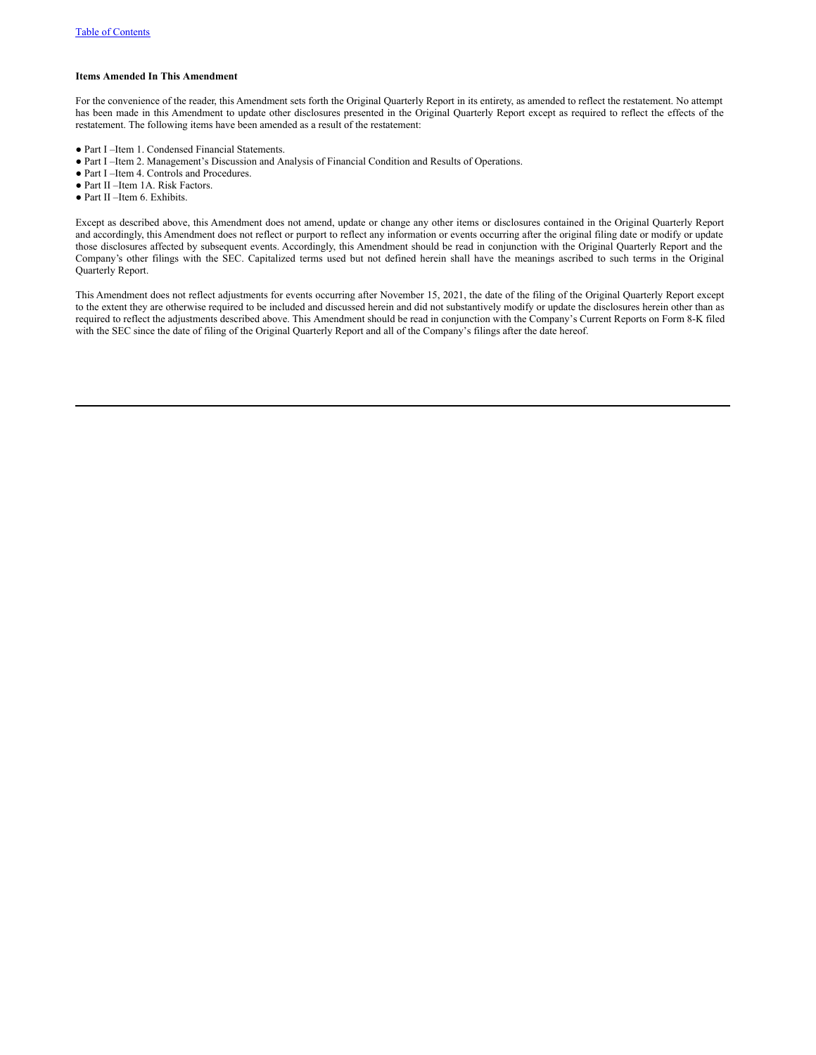**Items Amended In This Amendment**

For the convenience of the reader, this Amendment sets forth the Original Quarterly Report in its entirety, as amended to reflect the restatement. No attempt has been made in this Amendment to update other disclosures presented in the Original Quarterly Report except as required to reflect the effects of the restatement. The following items have been amended as a result of the restatement:

- Part I –Item 1. Condensed Financial Statements.
- Part I –Item 2. Management's Discussion and Analysis of Financial Condition and Results of Operations.
- Part I –Item 4. Controls and Procedures.
- Part II –Item 1A. Risk Factors.
- Part II –Item 6. Exhibits.

Except as described above, this Amendment does not amend, update or change any other items or disclosures contained in the Original Quarterly Report and accordingly, this Amendment does not reflect or purport to reflect any information or events occurring after the original filing date or modify or update those disclosures affected by subsequent events. Accordingly, this Amendment should be read in conjunction with the Original Quarterly Report and the Company's other filings with the SEC. Capitalized terms used but not defined herein shall have the meanings ascribed to such terms in the Original Quarterly Report.

This Amendment does not reflect adjustments for events occurring after November 15, 2021, the date of the filing of the Original Quarterly Report except to the extent they are otherwise required to be included and discussed herein and did not substantively modify or update the disclosures herein other than as required to reflect the adjustments described above. This Amendment should be read in conjunction with the Company's Current Reports on Form 8-K filed with the SEC since the date of filing of the Original Quarterly Report and all of the Company's filings after the date hereof.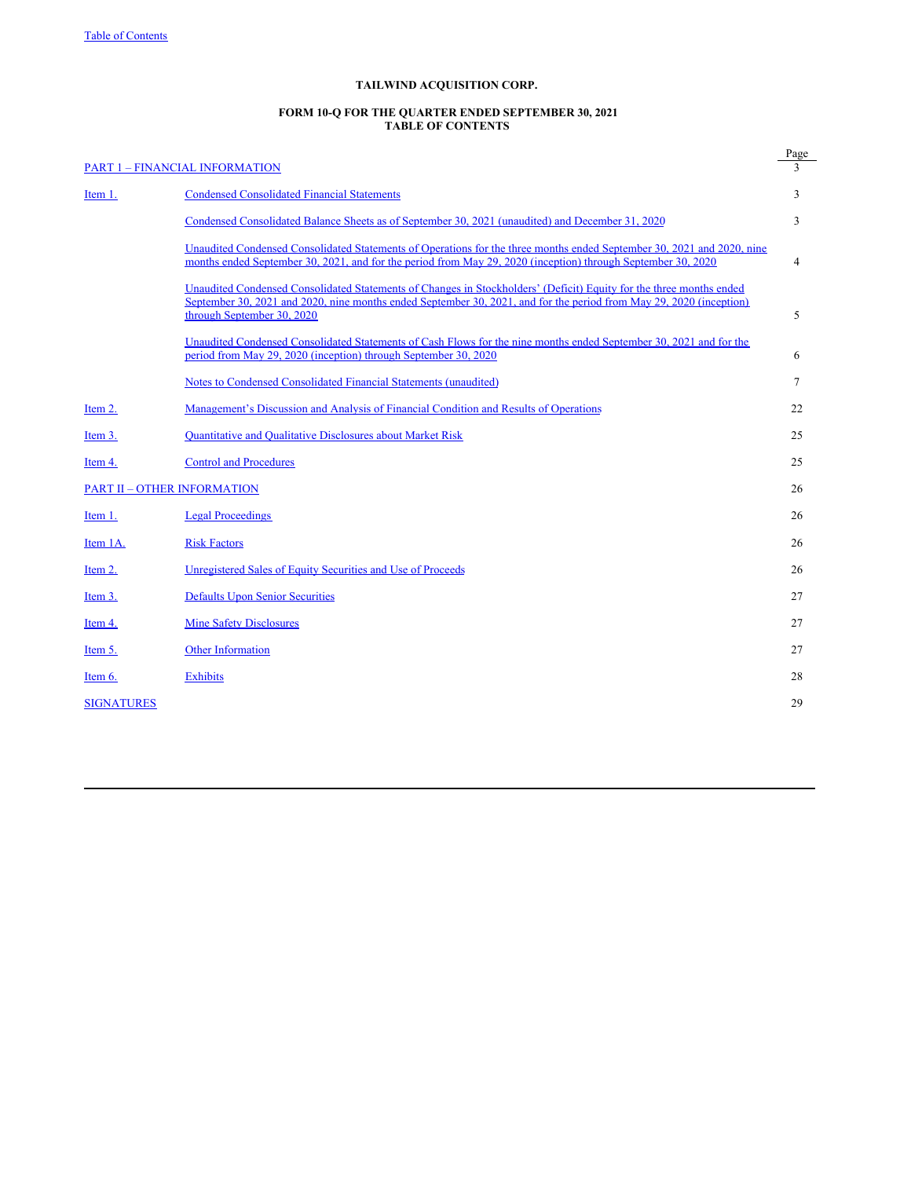[Table of Contents](#)

**TAILWIND ACQUISITION CORP.**

**FORM 10-Q FOR THE QUARTER ENDED SEPTEMBER 30, 2021**
**TABLE OF CONTENTS**

| | | Page |
|---|---|---|
| [PART 1 – FINANCIAL INFORMATION](#) | | 3 |
| [Item 1.](#) | [Condensed Consolidated Financial Statements](#) | 3 |
| | [Condensed Consolidated Balance Sheets as of September 30, 2021 (unaudited) and December 31, 2020](#) | 3 |
| | [Unaudited Condensed Consolidated Statements of Operations for the three months ended September 30, 2021 and 2020, nine months ended September 30, 2021, and for the period from May 29, 2020 (inception) through September 30, 2020](#) | 4 |
| | [Unaudited Condensed Consolidated Statements of Changes in Stockholders' (Deficit) Equity for the three months ended September 30, 2021 and 2020, nine months ended September 30, 2021, and for the period from May 29, 2020 (inception) through September 30, 2020](#) | 5 |
| | [Unaudited Condensed Consolidated Statements of Cash Flows for the nine months ended September 30, 2021 and for the period from May 29, 2020 (inception) through September 30, 2020](#) | 6 |
| | [Notes to Condensed Consolidated Financial Statements (unaudited)](#) | 7 |
| [Item 2.](#) | [Management's Discussion and Analysis of Financial Condition and Results of Operations](#) | 22 |
| [Item 3.](#) | [Quantitative and Qualitative Disclosures about Market Risk](#) | 25 |
| [Item 4.](#) | [Control and Procedures](#) | 25 |
| [PART II – OTHER INFORMATION](#) | | 26 |
| [Item 1.](#) | [Legal Proceedings](#) | 26 |
| [Item 1A.](#) | [Risk Factors](#) | 26 |
| [Item 2.](#) | [Unregistered Sales of Equity Securities and Use of Proceeds](#) | 26 |
| [Item 3.](#) | [Defaults Upon Senior Securities](#) | 27 |
| [Item 4.](#) | [Mine Safety Disclosures](#) | 27 |
| [Item 5.](#) | [Other Information](#) | 27 |
| [Item 6.](#) | [Exhibits](#) | 28 |
| [SIGNATURES](#) | | 29 |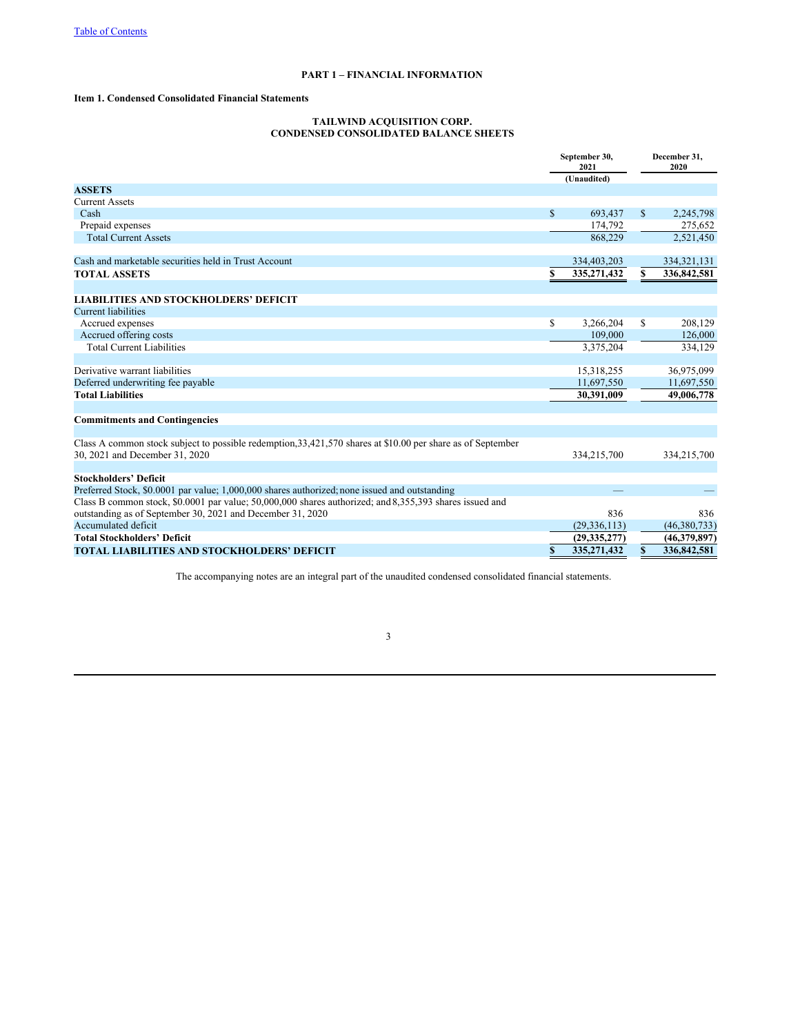**PART 1 – FINANCIAL INFORMATION**

**Item 1. Condensed Consolidated Financial Statements**

**TAILWIND ACQUISITION CORP.**
**CONDENSED CONSOLIDATED BALANCE SHEETS**

| | September 30, 2021 (Unaudited) | December 31, 2020 |
|---|---|---|
| **ASSETS** | | |
| Current Assets | | |
| Cash | $ 693,437 | $ 2,245,798 |
| Prepaid expenses | 174,792 | 275,652 |
| Total Current Assets | 868,229 | 2,521,450 |
| | | |
| Cash and marketable securities held in Trust Account | 334,403,203 | 334,321,131 |
| **TOTAL ASSETS** | **$ 335,271,432** | **$ 336,842,581** |
| | | |
| **LIABILITIES AND STOCKHOLDERS' DEFICIT** | | |
| Current liabilities | | |
| Accrued expenses | $ 3,266,204 | $ 208,129 |
| Accrued offering costs | 109,000 | 126,000 |
| Total Current Liabilities | 3,375,204 | 334,129 |
| | | |
| Derivative warrant liabilities | 15,318,255 | 36,975,099 |
| Deferred underwriting fee payable | 11,697,550 | 11,697,550 |
| **Total Liabilities** | **30,391,009** | **49,006,778** |
| | | |
| **Commitments and Contingencies** | | |
| | | |
| Class A common stock subject to possible redemption, 33,421,570 shares at $10.00 per share as of September 30, 2021 and December 31, 2020 | 334,215,700 | 334,215,700 |
| | | |
| **Stockholders' Deficit** | | |
| Preferred Stock, $0.0001 par value; 1,000,000 shares authorized; none issued and outstanding | — | — |
| Class B common stock, $0.0001 par value; 50,000,000 shares authorized; and 8,355,393 shares issued and outstanding as of September 30, 2021 and December 31, 2020 | 836 | 836 |
| Accumulated deficit | (29,336,113) | (46,380,733) |
| **Total Stockholders' Deficit** | **(29,335,277)** | **(46,379,897)** |
| **TOTAL LIABILITIES AND STOCKHOLDERS' DEFICIT** | **$ 335,271,432** | **$ 336,842,581** |

The accompanying notes are an integral part of the unaudited condensed consolidated financial statements.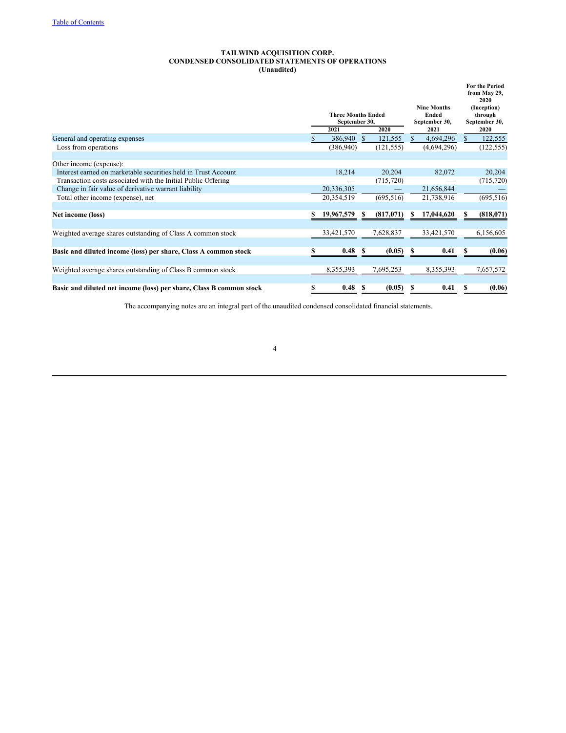Table of Contents

**TAILWIND ACQUISITION CORP.**
**CONDENSED CONSOLIDATED STATEMENTS OF OPERATIONS**
**(Unaudited)**

| | Three Months Ended September 30, 2021 | Three Months Ended September 30, 2020 | Nine Months Ended September 30, 2021 | For the Period from May 29, 2020 (Inception) through September 30, 2020 |
|---|---|---|---|---|
| General and operating expenses | $ 386,940 | $ 121,555 | $ 4,694,296 | $ 122,555 |
| Loss from operations | (386,940) | (121,555) | (4,694,296) | (122,555) |
| | | | | |
| Other income (expense): | | | | |
| Interest earned on marketable securities held in Trust Account | 18,214 | 20,204 | 82,072 | 20,204 |
| Transaction costs associated with the Initial Public Offering | — | (715,720) | — | (715,720) |
| Change in fair value of derivative warrant liability | 20,336,305 | — | 21,656,844 | — |
| Total other income (expense), net | 20,354,519 | (695,516) | 21,738,916 | (695,516) |
| | | | | |
| **Net income (loss)** | **$ 19,967,579** | **$ (817,071)** | **$ 17,044,620** | **$ (818,071)** |
| | | | | |
| Weighted average shares outstanding of Class A common stock | 33,421,570 | 7,628,837 | 33,421,570 | 6,156,605 |
| | | | | |
| **Basic and diluted income (loss) per share, Class A common stock** | **$ 0.48** | **$ (0.05)** | **$ 0.41** | **$ (0.06)** |
| | | | | |
| Weighted average shares outstanding of Class B common stock | 8,355,393 | 7,695,253 | 8,355,393 | 7,657,572 |
| | | | | |
| **Basic and diluted net income (loss) per share, Class B common stock** | **$ 0.48** | **$ (0.05)** | **$ 0.41** | **$ (0.06)** |

The accompanying notes are an integral part of the unaudited condensed consolidated financial statements.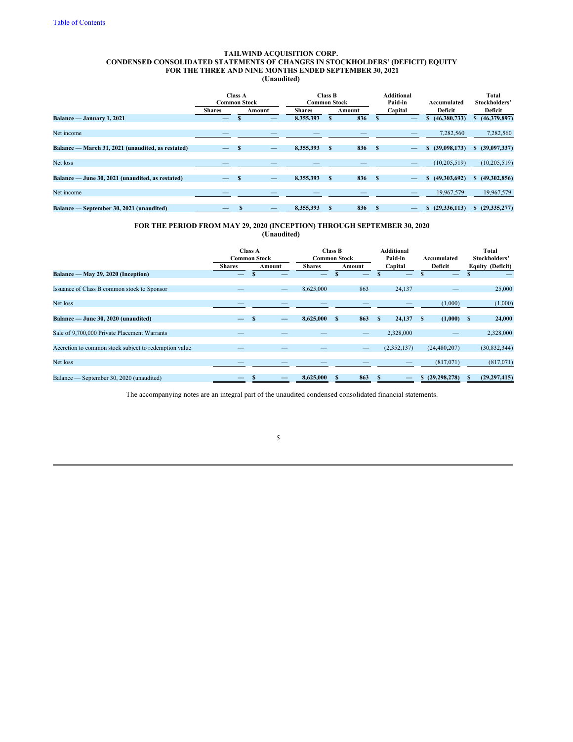TAILWIND ACQUISITION CORP.
CONDENSED CONSOLIDATED STATEMENTS OF CHANGES IN STOCKHOLDERS' (DEFICIT) EQUITY
FOR THE THREE AND NINE MONTHS ENDED SEPTEMBER 30, 2021
(Unaudited)

| | Class A Common Stock | | Class B Common Stock | | Additional Paid-in Capital | Accumulated Deficit | Total Stockholders' Deficit |
|---|---|---|---|---|---|---|---|
| | Shares | Amount | Shares | Amount | | | |
| **Balance — January 1, 2021** | — | $ — | 8,355,393 | $ 836 | $ — | $ (46,380,733) | $ (46,379,897) |
| Net income | — | — | — | — | — | 7,282,560 | 7,282,560 |
| **Balance — March 31, 2021 (unaudited, as restated)** | — | $ — | 8,355,393 | $ 836 | $ — | $ (39,098,173) | $ (39,097,337) |
| Net loss | — | — | — | — | — | (10,205,519) | (10,205,519) |
| **Balance — June 30, 2021 (unaudited, as restated)** | — | $ — | 8,355,393 | $ 836 | $ — | $ (49,303,692) | $ (49,302,856) |
| Net income | — | — | — | — | — | 19,967,579 | 19,967,579 |
| **Balance — September 30, 2021 (unaudited)** | — | $ — | 8,355,393 | $ 836 | $ — | $ (29,336,113) | $ (29,335,277) |

FOR THE PERIOD FROM MAY 29, 2020 (INCEPTION) THROUGH SEPTEMBER 30, 2020
(Unaudited)

| | Class A Common Stock | | Class B Common Stock | | Additional Paid-in Capital | Accumulated Deficit | Total Stockholders' Equity (Deficit) |
|---|---|---|---|---|---|---|---|
| | Shares | Amount | Shares | Amount | | | |
| **Balance — May 29, 2020 (Inception)** | — | $ — | — | $ — | $ — | $ — | $ — |
| Issuance of Class B common stock to Sponsor | — | — | 8,625,000 | 863 | 24,137 | — | 25,000 |
| Net loss | — | — | — | — | — | (1,000) | (1,000) |
| **Balance — June 30, 2020 (unaudited)** | — | $ — | 8,625,000 | $ 863 | $ 24,137 | $ (1,000) | $ 24,000 |
| Sale of 9,700,000 Private Placement Warrants | — | — | — | — | 2,328,000 | — | 2,328,000 |
| Accretion to common stock subject to redemption value | — | — | — | — | (2,352,137) | (24,480,207) | (30,832,344) |
| Net loss | — | — | — | — | — | (817,071) | (817,071) |
| Balance — September 30, 2020 (unaudited) | — | $ — | 8,625,000 | $ 863 | $ — | $ (29,298,278) | $ (29,297,415) |

The accompanying notes are an integral part of the unaudited condensed consolidated financial statements.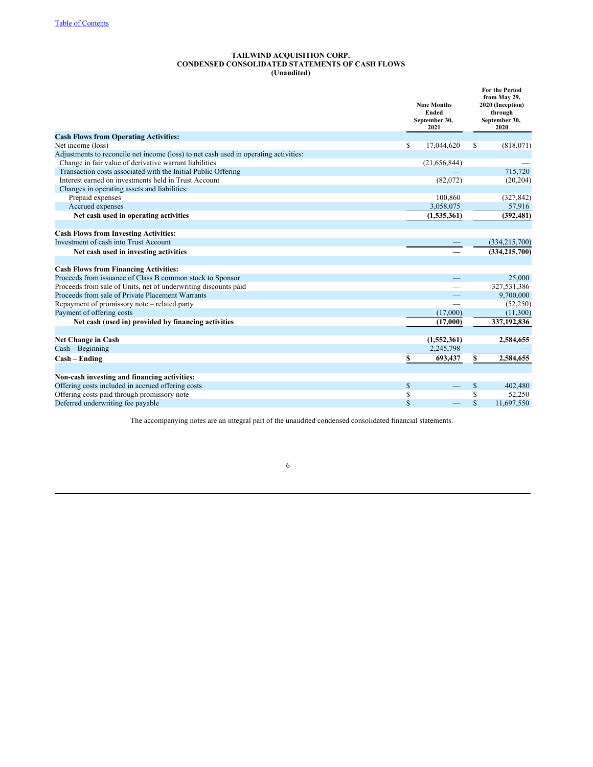[Table of Contents](#)

**TAILWIND ACQUISITION CORP.**
**CONDENSED CONSOLIDATED STATEMENTS OF CASH FLOWS**
**(Unaudited)**

| | Nine Months Ended September 30, 2021 | For the Period from May 29, 2020 (Inception) through September 30, 2020 |
|---|---|---|
| **Cash Flows from Operating Activities:** | | |
| Net income (loss) | $ 17,044,620 | $ (818,071) |
| Adjustments to reconcile net income (loss) to net cash used in operating activities: | | |
| Change in fair value of derivative warrant liabilities | (21,656,844) | — |
| Transaction costs associated with the Initial Public Offering | — | 715,720 |
| Interest earned on investments held in Trust Account | (82,072) | (20,204) |
| Changes in operating assets and liabilities: | | |
| Prepaid expenses | 100,860 | (327,842) |
| Accrued expenses | 3,058,075 | 57,916 |
| **Net cash used in operating activities** | **(1,535,361)** | **(392,481)** |
| | | |
| **Cash Flows from Investing Activities:** | | |
| Investment of cash into Trust Account | — | (334,215,700) |
| **Net cash used in investing activities** | **—** | **(334,215,700)** |
| | | |
| **Cash Flows from Financing Activities:** | | |
| Proceeds from issuance of Class B common stock to Sponsor | — | 25,000 |
| Proceeds from sale of Units, net of underwriting discounts paid | — | 327,531,386 |
| Proceeds from sale of Private Placement Warrants | — | 9,700,000 |
| Repayment of promissory note – related party | — | (52,250) |
| Payment of offering costs | (17,000) | (11,300) |
| **Net cash (used in) provided by financing activities** | **(17,000)** | **337,192,836** |
| | | |
| **Net Change in Cash** | **(1,552,361)** | **2,584,655** |
| Cash – Beginning | 2,245,798 | — |
| **Cash – Ending** | **$ 693,437** | **$ 2,584,655** |
| | | |
| **Non-cash investing and financing activities:** | | |
| Offering costs included in accrued offering costs | $ — | $ 402,480 |
| Offering costs paid through promissory note | $ — | $ 52,250 |
| Deferred underwriting fee payable | $ — | $ 11,697,550 |

The accompanying notes are an integral part of the unaudited condensed consolidated financial statements.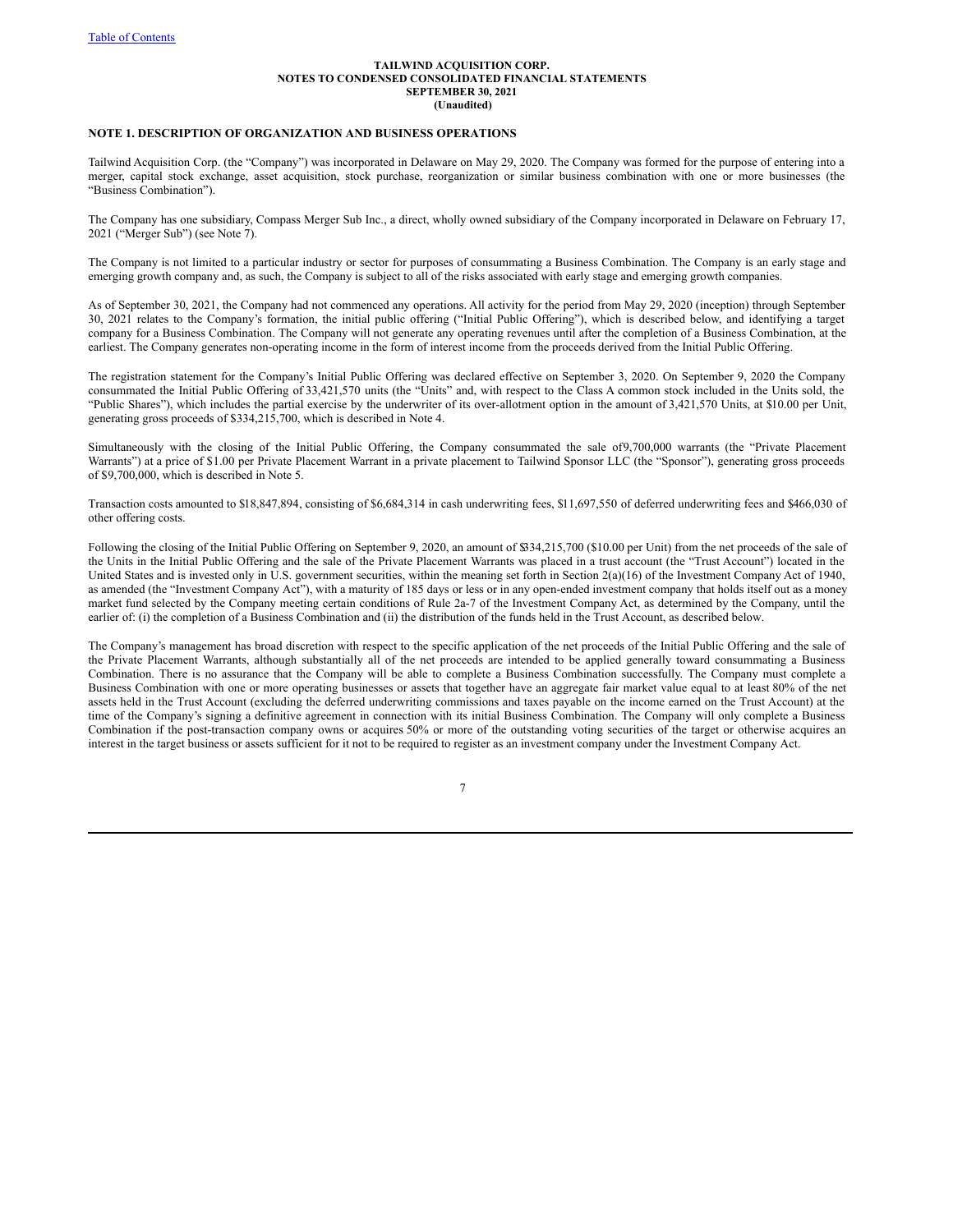**TAILWIND ACQUISITION CORP.**
**NOTES TO CONDENSED CONSOLIDATED FINANCIAL STATEMENTS**
**SEPTEMBER 30, 2021**
**(Unaudited)**

## NOTE 1. DESCRIPTION OF ORGANIZATION AND BUSINESS OPERATIONS

Tailwind Acquisition Corp. (the "Company") was incorporated in Delaware on May 29, 2020. The Company was formed for the purpose of entering into a merger, capital stock exchange, asset acquisition, stock purchase, reorganization or similar business combination with one or more businesses (the "Business Combination").

The Company has one subsidiary, Compass Merger Sub Inc., a direct, wholly owned subsidiary of the Company incorporated in Delaware on February 17, 2021 ("Merger Sub") (see Note 7).

The Company is not limited to a particular industry or sector for purposes of consummating a Business Combination. The Company is an early stage and emerging growth company and, as such, the Company is subject to all of the risks associated with early stage and emerging growth companies.

As of September 30, 2021, the Company had not commenced any operations. All activity for the period from May 29, 2020 (inception) through September 30, 2021 relates to the Company's formation, the initial public offering ("Initial Public Offering"), which is described below, and identifying a target company for a Business Combination. The Company will not generate any operating revenues until after the completion of a Business Combination, at the earliest. The Company generates non-operating income in the form of interest income from the proceeds derived from the Initial Public Offering.

The registration statement for the Company's Initial Public Offering was declared effective on September 3, 2020. On September 9, 2020 the Company consummated the Initial Public Offering of 33,421,570 units (the "Units" and, with respect to the Class A common stock included in the Units sold, the "Public Shares"), which includes the partial exercise by the underwriter of its over-allotment option in the amount of 3,421,570 Units, at $10.00 per Unit, generating gross proceeds of $334,215,700, which is described in Note 4.

Simultaneously with the closing of the Initial Public Offering, the Company consummated the sale of 9,700,000 warrants (the "Private Placement Warrants") at a price of $1.00 per Private Placement Warrant in a private placement to Tailwind Sponsor LLC (the "Sponsor"), generating gross proceeds of $9,700,000, which is described in Note 5.

Transaction costs amounted to $18,847,894, consisting of $6,684,314 in cash underwriting fees, $11,697,550 of deferred underwriting fees and $466,030 of other offering costs.

Following the closing of the Initial Public Offering on September 9, 2020, an amount of $334,215,700 ($10.00 per Unit) from the net proceeds of the sale of the Units in the Initial Public Offering and the sale of the Private Placement Warrants was placed in a trust account (the "Trust Account") located in the United States and is invested only in U.S. government securities, within the meaning set forth in Section 2(a)(16) of the Investment Company Act of 1940, as amended (the "Investment Company Act"), with a maturity of 185 days or less or in any open-ended investment company that holds itself out as a money market fund selected by the Company meeting certain conditions of Rule 2a-7 of the Investment Company Act, as determined by the Company, until the earlier of: (i) the completion of a Business Combination and (ii) the distribution of the funds held in the Trust Account, as described below.

The Company's management has broad discretion with respect to the specific application of the net proceeds of the Initial Public Offering and the sale of the Private Placement Warrants, although substantially all of the net proceeds are intended to be applied generally toward consummating a Business Combination. There is no assurance that the Company will be able to complete a Business Combination successfully. The Company must complete a Business Combination with one or more operating businesses or assets that together have an aggregate fair market value equal to at least 80% of the net assets held in the Trust Account (excluding the deferred underwriting commissions and taxes payable on the income earned on the Trust Account) at the time of the Company's signing a definitive agreement in connection with its initial Business Combination. The Company will only complete a Business Combination if the post-transaction company owns or acquires 50% or more of the outstanding voting securities of the target or otherwise acquires an interest in the target business or assets sufficient for it not to be required to register as an investment company under the Investment Company Act.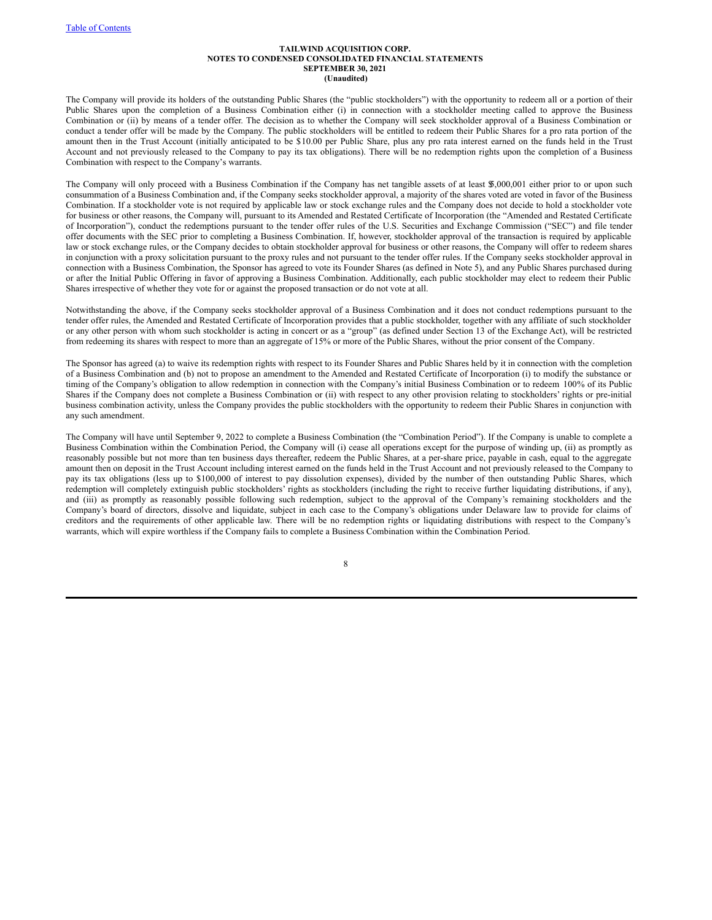The Company will provide its holders of the outstanding Public Shares (the "public stockholders") with the opportunity to redeem all or a portion of their Public Shares upon the completion of a Business Combination either (i) in connection with a stockholder meeting called to approve the Business Combination or (ii) by means of a tender offer. The decision as to whether the Company will seek stockholder approval of a Business Combination or conduct a tender offer will be made by the Company. The public stockholders will be entitled to redeem their Public Shares for a pro rata portion of the amount then in the Trust Account (initially anticipated to be $10.00 per Public Share, plus any pro rata interest earned on the funds held in the Trust Account and not previously released to the Company to pay its tax obligations). There will be no redemption rights upon the completion of a Business Combination with respect to the Company's warrants.

The Company will only proceed with a Business Combination if the Company has net tangible assets of at least $5,000,001 either prior to or upon such consummation of a Business Combination and, if the Company seeks stockholder approval, a majority of the shares voted are voted in favor of the Business Combination. If a stockholder vote is not required by applicable law or stock exchange rules and the Company does not decide to hold a stockholder vote for business or other reasons, the Company will, pursuant to its Amended and Restated Certificate of Incorporation (the "Amended and Restated Certificate of Incorporation"), conduct the redemptions pursuant to the tender offer rules of the U.S. Securities and Exchange Commission ("SEC") and file tender offer documents with the SEC prior to completing a Business Combination. If, however, stockholder approval of the transaction is required by applicable law or stock exchange rules, or the Company decides to obtain stockholder approval for business or other reasons, the Company will offer to redeem shares in conjunction with a proxy solicitation pursuant to the proxy rules and not pursuant to the tender offer rules. If the Company seeks stockholder approval in connection with a Business Combination, the Sponsor has agreed to vote its Founder Shares (as defined in Note 5), and any Public Shares purchased during or after the Initial Public Offering in favor of approving a Business Combination. Additionally, each public stockholder may elect to redeem their Public Shares irrespective of whether they vote for or against the proposed transaction or do not vote at all.

Notwithstanding the above, if the Company seeks stockholder approval of a Business Combination and it does not conduct redemptions pursuant to the tender offer rules, the Amended and Restated Certificate of Incorporation provides that a public stockholder, together with any affiliate of such stockholder or any other person with whom such stockholder is acting in concert or as a "group" (as defined under Section 13 of the Exchange Act), will be restricted from redeeming its shares with respect to more than an aggregate of 15% or more of the Public Shares, without the prior consent of the Company.

The Sponsor has agreed (a) to waive its redemption rights with respect to its Founder Shares and Public Shares held by it in connection with the completion of a Business Combination and (b) not to propose an amendment to the Amended and Restated Certificate of Incorporation (i) to modify the substance or timing of the Company's obligation to allow redemption in connection with the Company's initial Business Combination or to redeem 100% of its Public Shares if the Company does not complete a Business Combination or (ii) with respect to any other provision relating to stockholders' rights or pre-initial business combination activity, unless the Company provides the public stockholders with the opportunity to redeem their Public Shares in conjunction with any such amendment.

The Company will have until September 9, 2022 to complete a Business Combination (the "Combination Period"). If the Company is unable to complete a Business Combination within the Combination Period, the Company will (i) cease all operations except for the purpose of winding up, (ii) as promptly as reasonably possible but not more than ten business days thereafter, redeem the Public Shares, at a per-share price, payable in cash, equal to the aggregate amount then on deposit in the Trust Account including interest earned on the funds held in the Trust Account and not previously released to the Company to pay its tax obligations (less up to $100,000 of interest to pay dissolution expenses), divided by the number of then outstanding Public Shares, which redemption will completely extinguish public stockholders' rights as stockholders (including the right to receive further liquidating distributions, if any), and (iii) as promptly as reasonably possible following such redemption, subject to the approval of the Company's remaining stockholders and the Company's board of directors, dissolve and liquidate, subject in each case to the Company's obligations under Delaware law to provide for claims of creditors and the requirements of other applicable law. There will be no redemption rights or liquidating distributions with respect to the Company's warrants, which will expire worthless if the Company fails to complete a Business Combination within the Combination Period.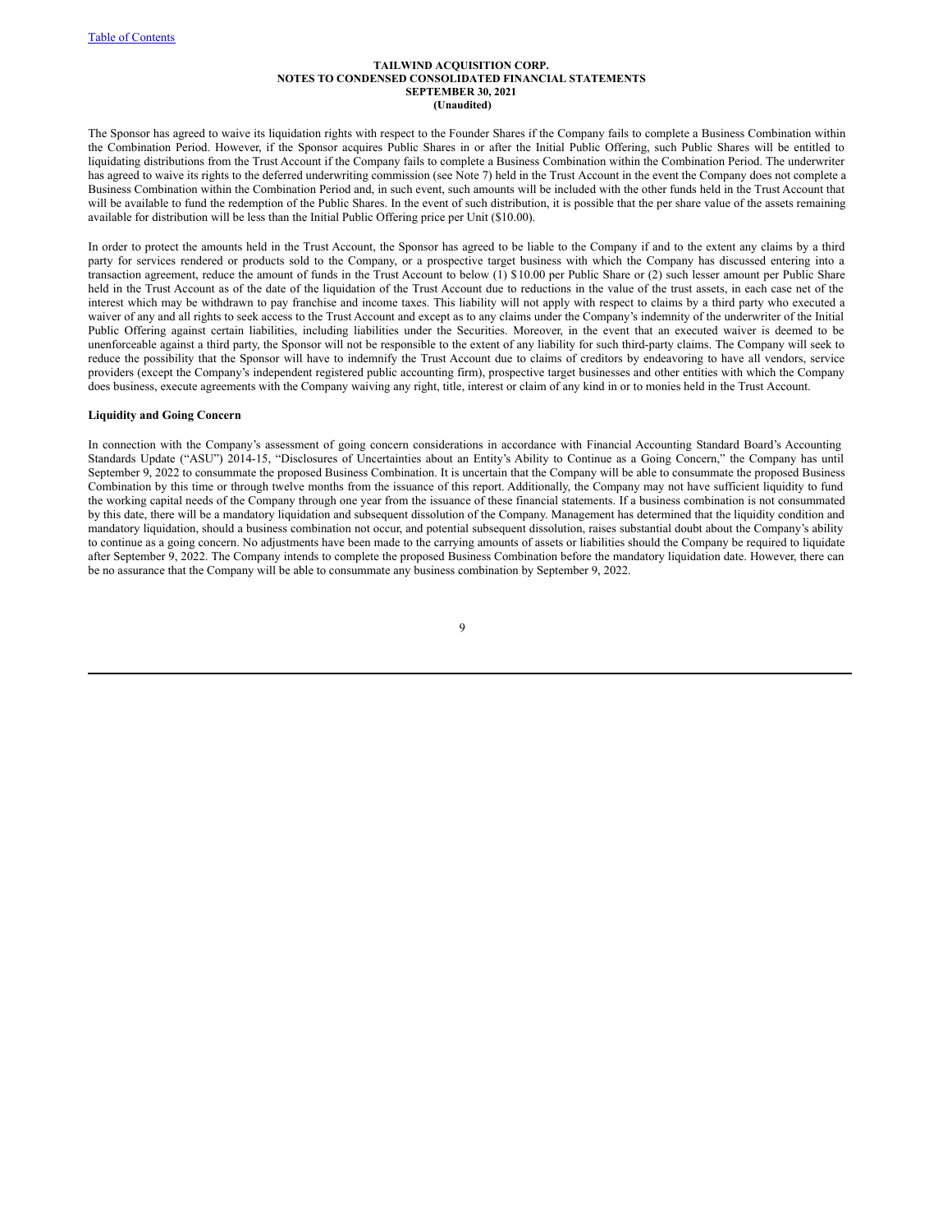The Sponsor has agreed to waive its liquidation rights with respect to the Founder Shares if the Company fails to complete a Business Combination within the Combination Period. However, if the Sponsor acquires Public Shares in or after the Initial Public Offering, such Public Shares will be entitled to liquidating distributions from the Trust Account if the Company fails to complete a Business Combination within the Combination Period. The underwriter has agreed to waive its rights to the deferred underwriting commission (see Note 7) held in the Trust Account in the event the Company does not complete a Business Combination within the Combination Period and, in such event, such amounts will be included with the other funds held in the Trust Account that will be available to fund the redemption of the Public Shares. In the event of such distribution, it is possible that the per share value of the assets remaining available for distribution will be less than the Initial Public Offering price per Unit ($10.00).

In order to protect the amounts held in the Trust Account, the Sponsor has agreed to be liable to the Company if and to the extent any claims by a third party for services rendered or products sold to the Company, or a prospective target business with which the Company has discussed entering into a transaction agreement, reduce the amount of funds in the Trust Account to below (1) $10.00 per Public Share or (2) such lesser amount per Public Share held in the Trust Account as of the date of the liquidation of the Trust Account due to reductions in the value of the trust assets, in each case net of the interest which may be withdrawn to pay franchise and income taxes. This liability will not apply with respect to claims by a third party who executed a waiver of any and all rights to seek access to the Trust Account and except as to any claims under the Company's indemnity of the underwriter of the Initial Public Offering against certain liabilities, including liabilities under the Securities. Moreover, in the event that an executed waiver is deemed to be unenforceable against a third party, the Sponsor will not be responsible to the extent of any liability for such third-party claims. The Company will seek to reduce the possibility that the Sponsor will have to indemnify the Trust Account due to claims of creditors by endeavoring to have all vendors, service providers (except the Company's independent registered public accounting firm), prospective target businesses and other entities with which the Company does business, execute agreements with the Company waiving any right, title, interest or claim of any kind in or to monies held in the Trust Account.

**Liquidity and Going Concern**

In connection with the Company's assessment of going concern considerations in accordance with Financial Accounting Standard Board's Accounting Standards Update ("ASU") 2014-15, "Disclosures of Uncertainties about an Entity's Ability to Continue as a Going Concern," the Company has until September 9, 2022 to consummate the proposed Business Combination. It is uncertain that the Company will be able to consummate the proposed Business Combination by this time or through twelve months from the issuance of this report. Additionally, the Company may not have sufficient liquidity to fund the working capital needs of the Company through one year from the issuance of these financial statements. If a business combination is not consummated by this date, there will be a mandatory liquidation and subsequent dissolution of the Company. Management has determined that the liquidity condition and mandatory liquidation, should a business combination not occur, and potential subsequent dissolution, raises substantial doubt about the Company's ability to continue as a going concern. No adjustments have been made to the carrying amounts of assets or liabilities should the Company be required to liquidate after September 9, 2022. The Company intends to complete the proposed Business Combination before the mandatory liquidation date. However, there can be no assurance that the Company will be able to consummate any business combination by September 9, 2022.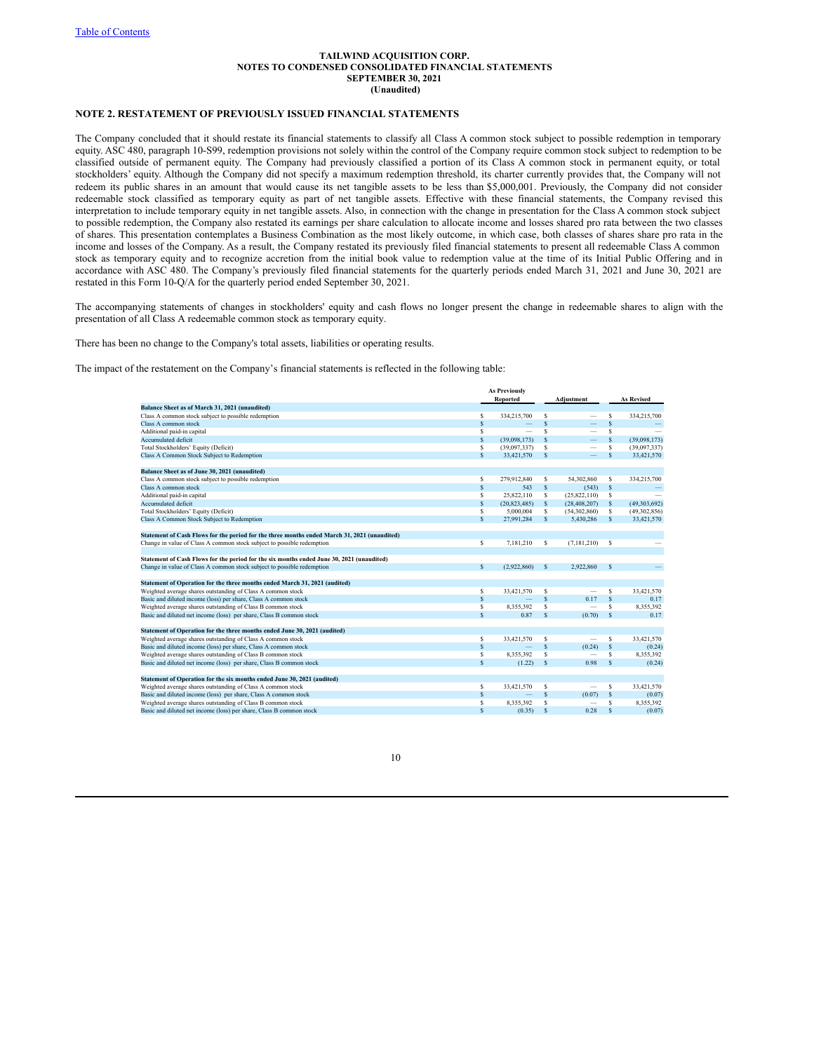# TAILWIND ACQUISITION CORP.
## NOTES TO CONDENSED CONSOLIDATED FINANCIAL STATEMENTS
## SEPTEMBER 30, 2021
## (Unaudited)

### NOTE 2. RESTATEMENT OF PREVIOUSLY ISSUED FINANCIAL STATEMENTS

The Company concluded that it should restate its financial statements to classify all Class A common stock subject to possible redemption in temporary equity. ASC 480, paragraph 10-S99, redemption provisions not solely within the control of the Company require common stock subject to redemption to be classified outside of permanent equity. The Company had previously classified a portion of its Class A common stock in permanent equity, or total stockholders' equity. Although the Company did not specify a maximum redemption threshold, its charter currently provides that, the Company will not redeem its public shares in an amount that would cause its net tangible assets to be less than $5,000,001. Previously, the Company did not consider redeemable stock classified as temporary equity as part of net tangible assets. Effective with these financial statements, the Company revised this interpretation to include temporary equity in net tangible assets. Also, in connection with the change in presentation for the Class A common stock subject to possible redemption, the Company also restated its earnings per share calculation to allocate income and losses shared pro rata between the two classes of shares. This presentation contemplates a Business Combination as the most likely outcome, in which case, both classes of shares share pro rata in the income and losses of the Company. As a result, the Company restated its previously filed financial statements to present all redeemable Class A common stock as temporary equity and to recognize accretion from the initial book value to redemption value at the time of its Initial Public Offering and in accordance with ASC 480. The Company's previously filed financial statements for the quarterly periods ended March 31, 2021 and June 30, 2021 are restated in this Form 10-Q/A for the quarterly period ended September 30, 2021.

The accompanying statements of changes in stockholders' equity and cash flows no longer present the change in redeemable shares to align with the presentation of all Class A redeemable common stock as temporary equity.

There has been no change to the Company's total assets, liabilities or operating results.

The impact of the restatement on the Company's financial statements is reflected in the following table:

| | As Previously Reported | Adjustment | As Revised |
|---|---|---|---|
| **Balance Sheet as of March 31, 2021 (unaudited)** | | | |
| Class A common stock subject to possible redemption | $ 334,215,700 | $ — | $ 334,215,700 |
| Class A common stock | $ — | $ — | $ — |
| Additional paid-in capital | $ — | $ — | $ — |
| Accumulated deficit | $ (39,098,173) | $ — | $ (39,098,173) |
| Total Stockholders' Equity (Deficit) | $ (39,097,337) | $ — | $ (39,097,337) |
| Class A Common Stock Subject to Redemption | $ 33,421,570 | $ — | $ 33,421,570 |
| | | | |
| **Balance Sheet as of June 30, 2021 (unaudited)** | | | |
| Class A common stock subject to possible redemption | $ 279,912,840 | $ 54,302,860 | $ 334,215,700 |
| Class A common stock | $ 543 | $ (543) | $ — |
| Additional paid-in capital | $ 25,822,110 | $ (25,822,110) | $ — |
| Accumulated deficit | $ (20,823,485) | $ (28,408,207) | $ (49,303,692) |
| Total Stockholders' Equity (Deficit) | $ 5,000,004 | $ (54,302,860) | $ (49,302,856) |
| Class A Common Stock Subject to Redemption | $ 27,991,284 | $ 5,430,286 | $ 33,421,570 |
| | | | |
| **Statement of Cash Flows for the period for the three months ended March 31, 2021 (unaudited)** | | | |
| Change in value of Class A common stock subject to possible redemption | $ 7,181,210 | $ (7,181,210) | $ — |
| | | | |
| **Statement of Cash Flows for the period for the six months ended June 30, 2021 (unaudited)** | | | |
| Change in value of Class A common stock subject to possible redemption | $ (2,922,860) | $ 2,922,860 | $ — |
| | | | |
| **Statement of Operation for the three months ended March 31, 2021 (audited)** | | | |
| Weighted average shares outstanding of Class A common stock | $ 33,421,570 | $ — | $ 33,421,570 |
| Basic and diluted income (loss) per share, Class A common stock | $ — | $ 0.17 | $ 0.17 |
| Weighted average shares outstanding of Class B common stock | $ 8,355,392 | $ — | $ 8,355,392 |
| Basic and diluted net income (loss) per share, Class B common stock | $ 0.87 | $ (0.70) | $ 0.17 |
| | | | |
| **Statement of Operation for the three months ended June 30, 2021 (audited)** | | | |
| Weighted average shares outstanding of Class A common stock | $ 33,421,570 | $ — | $ 33,421,570 |
| Basic and diluted income (loss) per share, Class A common stock | $ — | $ (0.24) | $ (0.24) |
| Weighted average shares outstanding of Class B common stock | $ 8,355,392 | $ — | $ 8,355,392 |
| Basic and diluted net income (loss) per share, Class B common stock | $ (1.22) | $ 0.98 | $ (0.24) |
| | | | |
| **Statement of Operation for the six months ended June 30, 2021 (audited)** | | | |
| Weighted average shares outstanding of Class A common stock | $ 33,421,570 | $ — | $ 33,421,570 |
| Basic and diluted income (loss) per share, Class A common stock | $ — | $ (0.07) | $ (0.07) |
| Weighted average shares outstanding of Class B common stock | $ 8,355,392 | $ — | $ 8,355,392 |
| Basic and diluted net income (loss) per share, Class B common stock | $ (0.35) | $ 0.28 | $ (0.07) |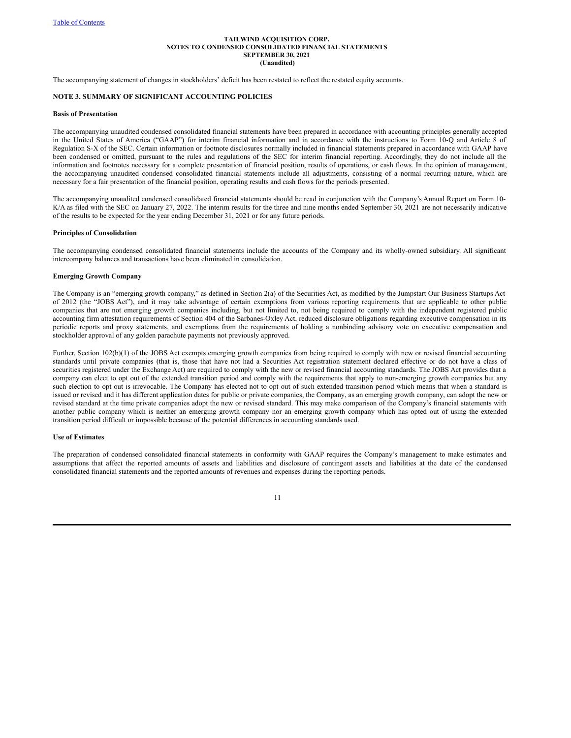The accompanying statement of changes in stockholders' deficit has been restated to reflect the restated equity accounts.

## NOTE 3. SUMMARY OF SIGNIFICANT ACCOUNTING POLICIES

### Basis of Presentation

The accompanying unaudited condensed consolidated financial statements have been prepared in accordance with accounting principles generally accepted in the United States of America ("GAAP") for interim financial information and in accordance with the instructions to Form 10-Q and Article 8 of Regulation S-X of the SEC. Certain information or footnote disclosures normally included in financial statements prepared in accordance with GAAP have been condensed or omitted, pursuant to the rules and regulations of the SEC for interim financial reporting. Accordingly, they do not include all the information and footnotes necessary for a complete presentation of financial position, results of operations, or cash flows. In the opinion of management, the accompanying unaudited condensed consolidated financial statements include all adjustments, consisting of a normal recurring nature, which are necessary for a fair presentation of the financial position, operating results and cash flows for the periods presented.

The accompanying unaudited condensed consolidated financial statements should be read in conjunction with the Company's Annual Report on Form 10-K/A as filed with the SEC on January 27, 2022. The interim results for the three and nine months ended September 30, 2021 are not necessarily indicative of the results to be expected for the year ending December 31, 2021 or for any future periods.

### Principles of Consolidation

The accompanying condensed consolidated financial statements include the accounts of the Company and its wholly-owned subsidiary. All significant intercompany balances and transactions have been eliminated in consolidation.

### Emerging Growth Company

The Company is an "emerging growth company," as defined in Section 2(a) of the Securities Act, as modified by the Jumpstart Our Business Startups Act of 2012 (the "JOBS Act"), and it may take advantage of certain exemptions from various reporting requirements that are applicable to other public companies that are not emerging growth companies including, but not limited to, not being required to comply with the independent registered public accounting firm attestation requirements of Section 404 of the Sarbanes-Oxley Act, reduced disclosure obligations regarding executive compensation in its periodic reports and proxy statements, and exemptions from the requirements of holding a nonbinding advisory vote on executive compensation and stockholder approval of any golden parachute payments not previously approved.

Further, Section 102(b)(1) of the JOBS Act exempts emerging growth companies from being required to comply with new or revised financial accounting standards until private companies (that is, those that have not had a Securities Act registration statement declared effective or do not have a class of securities registered under the Exchange Act) are required to comply with the new or revised financial accounting standards. The JOBS Act provides that a company can elect to opt out of the extended transition period and comply with the requirements that apply to non-emerging growth companies but any such election to opt out is irrevocable. The Company has elected not to opt out of such extended transition period which means that when a standard is issued or revised and it has different application dates for public or private companies, the Company, as an emerging growth company, can adopt the new or revised standard at the time private companies adopt the new or revised standard. This may make comparison of the Company's financial statements with another public company which is neither an emerging growth company nor an emerging growth company which has opted out of using the extended transition period difficult or impossible because of the potential differences in accounting standards used.

### Use of Estimates

The preparation of condensed consolidated financial statements in conformity with GAAP requires the Company's management to make estimates and assumptions that affect the reported amounts of assets and liabilities and disclosure of contingent assets and liabilities at the date of the condensed consolidated financial statements and the reported amounts of revenues and expenses during the reporting periods.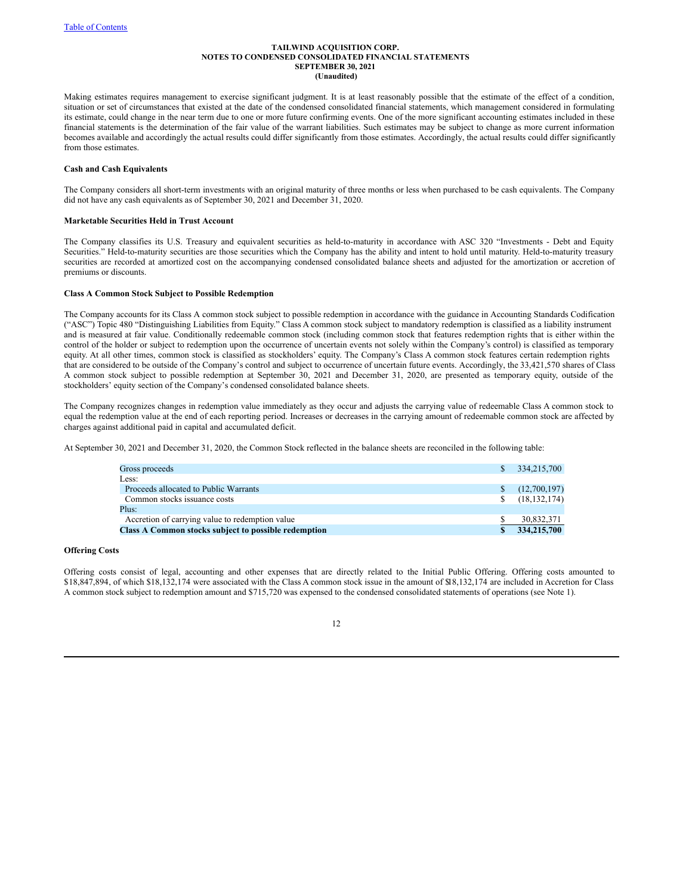Making estimates requires management to exercise significant judgment. It is at least reasonably possible that the estimate of the effect of a condition, situation or set of circumstances that existed at the date of the condensed consolidated financial statements, which management considered in formulating its estimate, could change in the near term due to one or more future confirming events. One of the more significant accounting estimates included in these financial statements is the determination of the fair value of the warrant liabilities. Such estimates may be subject to change as more current information becomes available and accordingly the actual results could differ significantly from those estimates. Accordingly, the actual results could differ significantly from those estimates.

**Cash and Cash Equivalents**

The Company considers all short-term investments with an original maturity of three months or less when purchased to be cash equivalents. The Company did not have any cash equivalents as of September 30, 2021 and December 31, 2020.

**Marketable Securities Held in Trust Account**

The Company classifies its U.S. Treasury and equivalent securities as held-to-maturity in accordance with ASC 320 "Investments - Debt and Equity Securities." Held-to-maturity securities are those securities which the Company has the ability and intent to hold until maturity. Held-to-maturity treasury securities are recorded at amortized cost on the accompanying condensed consolidated balance sheets and adjusted for the amortization or accretion of premiums or discounts.

**Class A Common Stock Subject to Possible Redemption**

The Company accounts for its Class A common stock subject to possible redemption in accordance with the guidance in Accounting Standards Codification ("ASC") Topic 480 "Distinguishing Liabilities from Equity." Class A common stock subject to mandatory redemption is classified as a liability instrument and is measured at fair value. Conditionally redeemable common stock (including common stock that features redemption rights that is either within the control of the holder or subject to redemption upon the occurrence of uncertain events not solely within the Company's control) is classified as temporary equity. At all other times, common stock is classified as stockholders' equity. The Company's Class A common stock features certain redemption rights that are considered to be outside of the Company's control and subject to occurrence of uncertain future events. Accordingly, the 33,421,570 shares of Class A common stock subject to possible redemption at September 30, 2021 and December 31, 2020, are presented as temporary equity, outside of the stockholders' equity section of the Company's condensed consolidated balance sheets.

The Company recognizes changes in redemption value immediately as they occur and adjusts the carrying value of redeemable Class A common stock to equal the redemption value at the end of each reporting period. Increases or decreases in the carrying amount of redeemable common stock are affected by charges against additional paid in capital and accumulated deficit.

At September 30, 2021 and December 31, 2020, the Common Stock reflected in the balance sheets are reconciled in the following table:

| | |
|---|---|
| Gross proceeds | $ 334,215,700 |
| Less: | |
| Proceeds allocated to Public Warrants | $ (12,700,197) |
| Common stocks issuance costs | $ (18,132,174) |
| Plus: | |
| Accretion of carrying value to redemption value | $ 30,832,371 |
| **Class A Common stocks subject to possible redemption** | **$ 334,215,700** |

**Offering Costs**

Offering costs consist of legal, accounting and other expenses that are directly related to the Initial Public Offering. Offering costs amounted to $18,847,894, of which $18,132,174 were associated with the Class A common stock issue in the amount of $18,132,174 are included in Accretion for Class A common stock subject to redemption amount and $715,720 was expensed to the condensed consolidated statements of operations (see Note 1).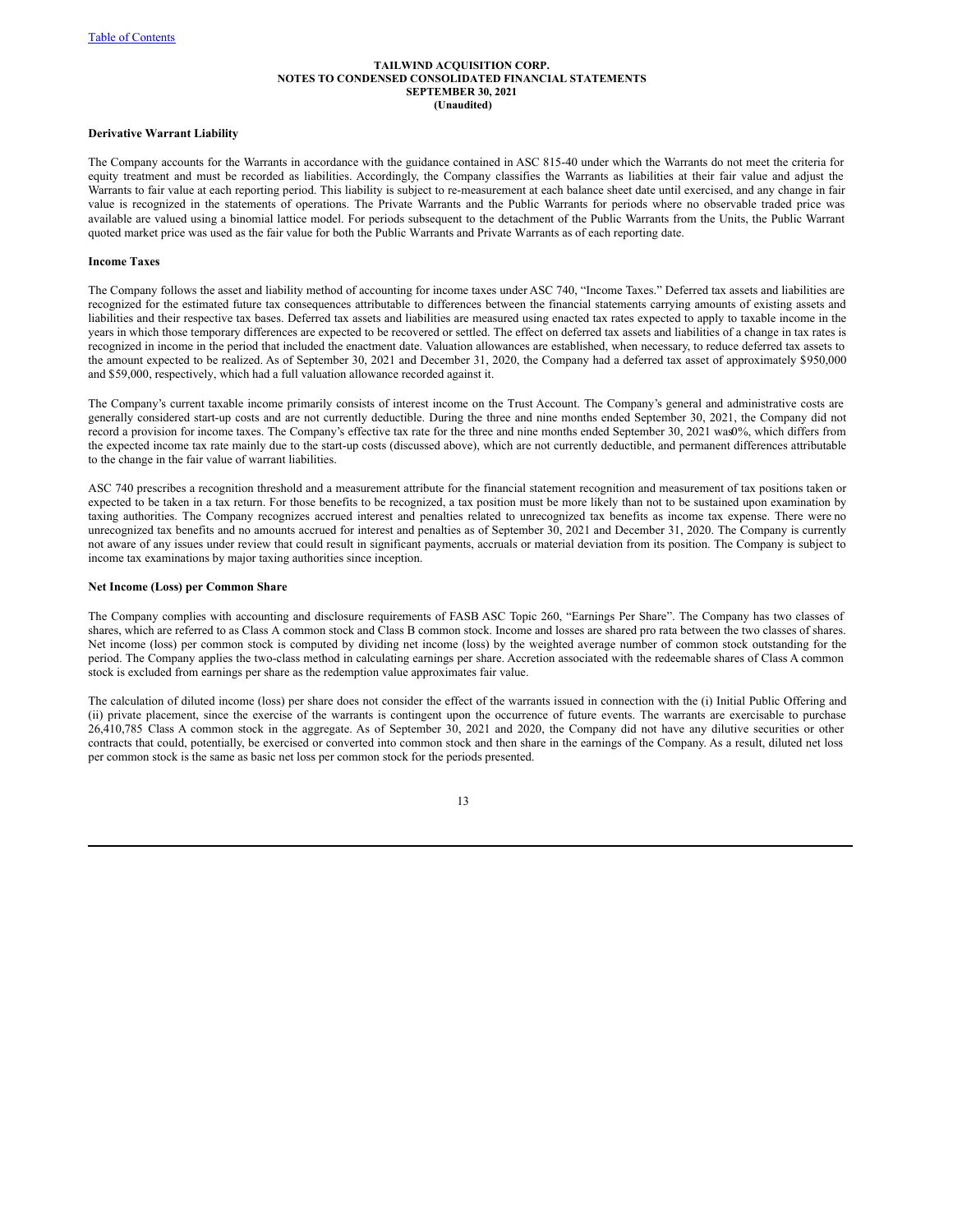TAILWIND ACQUISITION CORP.
NOTES TO CONDENSED CONSOLIDATED FINANCIAL STATEMENTS
SEPTEMBER 30, 2021
(Unaudited)

**Derivative Warrant Liability**

The Company accounts for the Warrants in accordance with the guidance contained in ASC 815-40 under which the Warrants do not meet the criteria for equity treatment and must be recorded as liabilities. Accordingly, the Company classifies the Warrants as liabilities at their fair value and adjust the Warrants to fair value at each reporting period. This liability is subject to re-measurement at each balance sheet date until exercised, and any change in fair value is recognized in the statements of operations. The Private Warrants and the Public Warrants for periods where no observable traded price was available are valued using a binomial lattice model. For periods subsequent to the detachment of the Public Warrants from the Units, the Public Warrant quoted market price was used as the fair value for both the Public Warrants and Private Warrants as of each reporting date.

**Income Taxes**

The Company follows the asset and liability method of accounting for income taxes under ASC 740, "Income Taxes." Deferred tax assets and liabilities are recognized for the estimated future tax consequences attributable to differences between the financial statements carrying amounts of existing assets and liabilities and their respective tax bases. Deferred tax assets and liabilities are measured using enacted tax rates expected to apply to taxable income in the years in which those temporary differences are expected to be recovered or settled. The effect on deferred tax assets and liabilities of a change in tax rates is recognized in income in the period that included the enactment date. Valuation allowances are established, when necessary, to reduce deferred tax assets to the amount expected to be realized. As of September 30, 2021 and December 31, 2020, the Company had a deferred tax asset of approximately $950,000 and $59,000, respectively, which had a full valuation allowance recorded against it.

The Company's current taxable income primarily consists of interest income on the Trust Account. The Company's general and administrative costs are generally considered start-up costs and are not currently deductible. During the three and nine months ended September 30, 2021, the Company did not record a provision for income taxes. The Company's effective tax rate for the three and nine months ended September 30, 2021 was 0%, which differs from the expected income tax rate mainly due to the start-up costs (discussed above), which are not currently deductible, and permanent differences attributable to the change in the fair value of warrant liabilities.

ASC 740 prescribes a recognition threshold and a measurement attribute for the financial statement recognition and measurement of tax positions taken or expected to be taken in a tax return. For those benefits to be recognized, a tax position must be more likely than not to be sustained upon examination by taxing authorities. The Company recognizes accrued interest and penalties related to unrecognized tax benefits as income tax expense. There were no unrecognized tax benefits and no amounts accrued for interest and penalties as of September 30, 2021 and December 31, 2020. The Company is currently not aware of any issues under review that could result in significant payments, accruals or material deviation from its position. The Company is subject to income tax examinations by major taxing authorities since inception.

**Net Income (Loss) per Common Share**

The Company complies with accounting and disclosure requirements of FASB ASC Topic 260, "Earnings Per Share". The Company has two classes of shares, which are referred to as Class A common stock and Class B common stock. Income and losses are shared pro rata between the two classes of shares. Net income (loss) per common stock is computed by dividing net income (loss) by the weighted average number of common stock outstanding for the period. The Company applies the two-class method in calculating earnings per share. Accretion associated with the redeemable shares of Class A common stock is excluded from earnings per share as the redemption value approximates fair value.

The calculation of diluted income (loss) per share does not consider the effect of the warrants issued in connection with the (i) Initial Public Offering and (ii) private placement, since the exercise of the warrants is contingent upon the occurrence of future events. The warrants are exercisable to purchase 26,410,785 Class A common stock in the aggregate. As of September 30, 2021 and 2020, the Company did not have any dilutive securities or other contracts that could, potentially, be exercised or converted into common stock and then share in the earnings of the Company. As a result, diluted net loss per common stock is the same as basic net loss per common stock for the periods presented.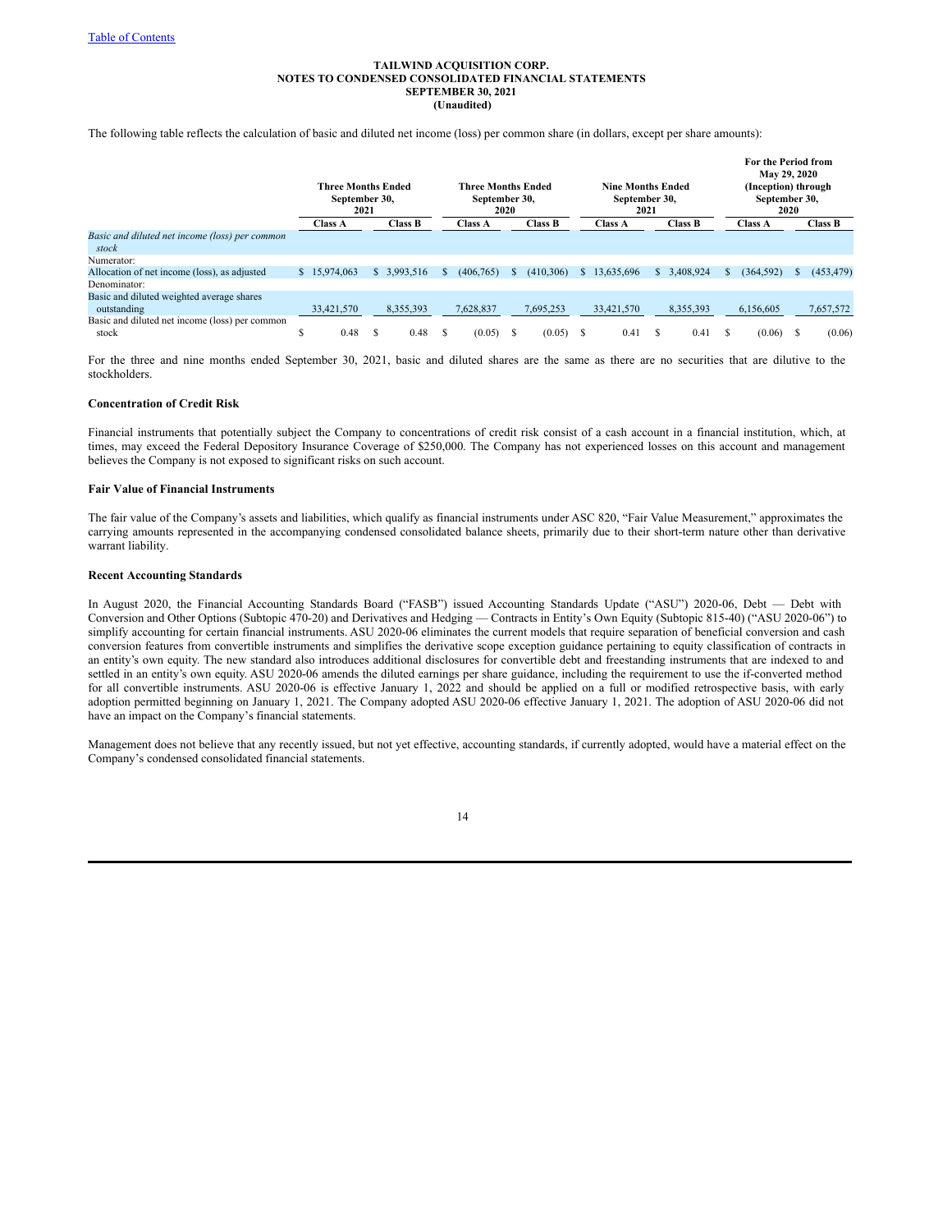**TAILWIND ACQUISITION CORP.**
**NOTES TO CONDENSED CONSOLIDATED FINANCIAL STATEMENTS**
**SEPTEMBER 30, 2021**
**(Unaudited)**

The following table reflects the calculation of basic and diluted net income (loss) per common share (in dollars, except per share amounts):

| | Three Months Ended September 30, 2021 | | Three Months Ended September 30, 2020 | | Nine Months Ended September 30, 2021 | | For the Period from May 29, 2020 (Inception) through September 30, 2020 | |
|---|---|---|---|---|---|---|---|---|
| | Class A | Class B | Class A | Class B | Class A | Class B | Class A | Class B |
| *Basic and diluted net income (loss) per common stock* | | | | | | | | |
| Numerator: | | | | | | | | |
| Allocation of net income (loss), as adjusted | $ 15,974,063 | $ 3,993,516 | $ (406,765) | $ (410,306) | $ 13,635,696 | $ 3,408,924 | $ (364,592) | $ (453,479) |
| Denominator: | | | | | | | | |
| Basic and diluted weighted average shares outstanding | 33,421,570 | 8,355,393 | 7,628,837 | 7,695,253 | 33,421,570 | 8,355,393 | 6,156,605 | 7,657,572 |
| Basic and diluted net income (loss) per common stock | $ 0.48 | $ 0.48 | $ (0.05) | $ (0.05) | $ 0.41 | $ 0.41 | $ (0.06) | $ (0.06) |

For the three and nine months ended September 30, 2021, basic and diluted shares are the same as there are no securities that are dilutive to the stockholders.

### Concentration of Credit Risk

Financial instruments that potentially subject the Company to concentrations of credit risk consist of a cash account in a financial institution, which, at times, may exceed the Federal Depository Insurance Coverage of $250,000. The Company has not experienced losses on this account and management believes the Company is not exposed to significant risks on such account.

### Fair Value of Financial Instruments

The fair value of the Company's assets and liabilities, which qualify as financial instruments under ASC 820, "Fair Value Measurement," approximates the carrying amounts represented in the accompanying condensed consolidated balance sheets, primarily due to their short-term nature other than derivative warrant liability.

### Recent Accounting Standards

In August 2020, the Financial Accounting Standards Board ("FASB") issued Accounting Standards Update ("ASU") 2020-06, Debt — Debt with Conversion and Other Options (Subtopic 470-20) and Derivatives and Hedging — Contracts in Entity's Own Equity (Subtopic 815-40) ("ASU 2020-06") to simplify accounting for certain financial instruments. ASU 2020-06 eliminates the current models that require separation of beneficial conversion and cash conversion features from convertible instruments and simplifies the derivative scope exception guidance pertaining to equity classification of contracts in an entity's own equity. The new standard also introduces additional disclosures for convertible debt and freestanding instruments that are indexed to and settled in an entity's own equity. ASU 2020-06 amends the diluted earnings per share guidance, including the requirement to use the if-converted method for all convertible instruments. ASU 2020-06 is effective January 1, 2022 and should be applied on a full or modified retrospective basis, with early adoption permitted beginning on January 1, 2021. The Company adopted ASU 2020-06 effective January 1, 2021. The adoption of ASU 2020-06 did not have an impact on the Company's financial statements.

Management does not believe that any recently issued, but not yet effective, accounting standards, if currently adopted, would have a material effect on the Company's condensed consolidated financial statements.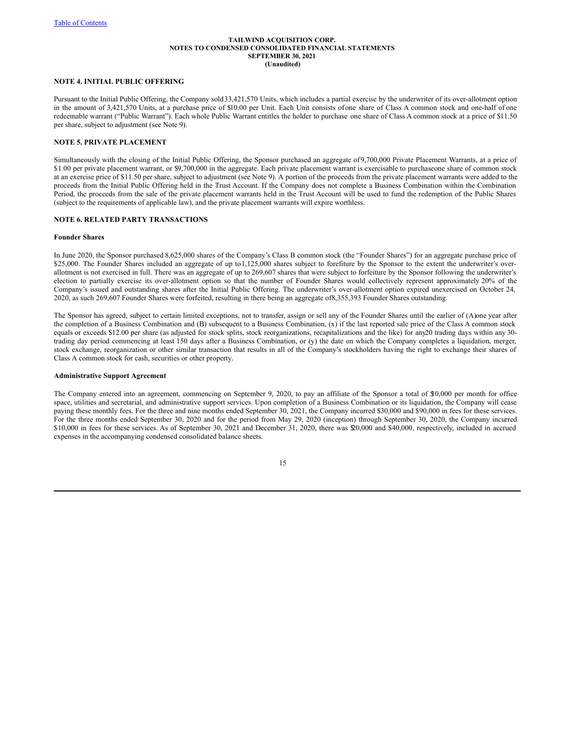**TAILWIND ACQUISITION CORP.**
**NOTES TO CONDENSED CONSOLIDATED FINANCIAL STATEMENTS**
**SEPTEMBER 30, 2021**
**(Unaudited)**

**NOTE 4. INITIAL PUBLIC OFFERING**

Pursuant to the Initial Public Offering, the Company sold 33,421,570 Units, which includes a partial exercise by the underwriter of its over-allotment option in the amount of 3,421,570 Units, at a purchase price of $10.00 per Unit. Each Unit consists of one share of Class A common stock and one-half of one redeemable warrant ("Public Warrant"). Each whole Public Warrant entitles the holder to purchase one share of Class A common stock at a price of $11.50 per share, subject to adjustment (see Note 9).

**NOTE 5. PRIVATE PLACEMENT**

Simultaneously with the closing of the Initial Public Offering, the Sponsor purchased an aggregate of 9,700,000 Private Placement Warrants, at a price of $1.00 per private placement warrant, or $9,700,000 in the aggregate. Each private placement warrant is exercisable to purchase one share of common stock at an exercise price of $11.50 per share, subject to adjustment (see Note 9). A portion of the proceeds from the private placement warrants were added to the proceeds from the Initial Public Offering held in the Trust Account. If the Company does not complete a Business Combination within the Combination Period, the proceeds from the sale of the private placement warrants held in the Trust Account will be used to fund the redemption of the Public Shares (subject to the requirements of applicable law), and the private placement warrants will expire worthless.

**NOTE 6. RELATED PARTY TRANSACTIONS**

**Founder Shares**

In June 2020, the Sponsor purchased 8,625,000 shares of the Company's Class B common stock (the "Founder Shares") for an aggregate purchase price of $25,000. The Founder Shares included an aggregate of up to 1,125,000 shares subject to forefiture by the Sponsor to the extent the underwriter's over-allotment is not exercised in full. There was an aggregate of up to 269,607 shares that were subject to forfeiture by the Sponsor following the underwriter's election to partially exercise its over-allotment option so that the number of Founder Shares would collectively represent approximately 20% of the Company's issued and outstanding shares after the Initial Public Offering. The underwriter's over-allotment option expired unexercised on October 24, 2020, as such 269,607 Founder Shares were forfeited, resulting in there being an aggregate of 8,355,393 Founder Shares outstanding.

The Sponsor has agreed, subject to certain limited exceptions, not to transfer, assign or sell any of the Founder Shares until the earlier of (A) one year after the completion of a Business Combination and (B) subsequent to a Business Combination, (x) if the last reported sale price of the Class A common stock equals or exceeds $12.00 per share (as adjusted for stock splits, stock reorganizations, recapitalizations and the like) for any 20 trading days within any 30-trading day period commencing at least 150 days after a Business Combination, or (y) the date on which the Company completes a liquidation, merger, stock exchange, reorganization or other similar transaction that results in all of the Company's stockholders having the right to exchange their shares of Class A common stock for cash, securities or other property.

**Administrative Support Agreement**

The Company entered into an agreement, commencing on September 9, 2020, to pay an affiliate of the Sponsor a total of $10,000 per month for office space, utilities and secretarial, and administrative support services. Upon completion of a Business Combination or its liquidation, the Company will cease paying these monthly fees. For the three and nine months ended September 30, 2021, the Company incurred $30,000 and $90,000 in fees for these services. For the three months ended September 30, 2020 and for the period from May 29, 2020 (inception) through September 30, 2020, the Company incurred $10,000 in fees for these services. As of September 30, 2021 and December 31, 2020, there was $20,000 and $40,000, respectively, included in accrued expenses in the accompanying condensed consolidated balance sheets.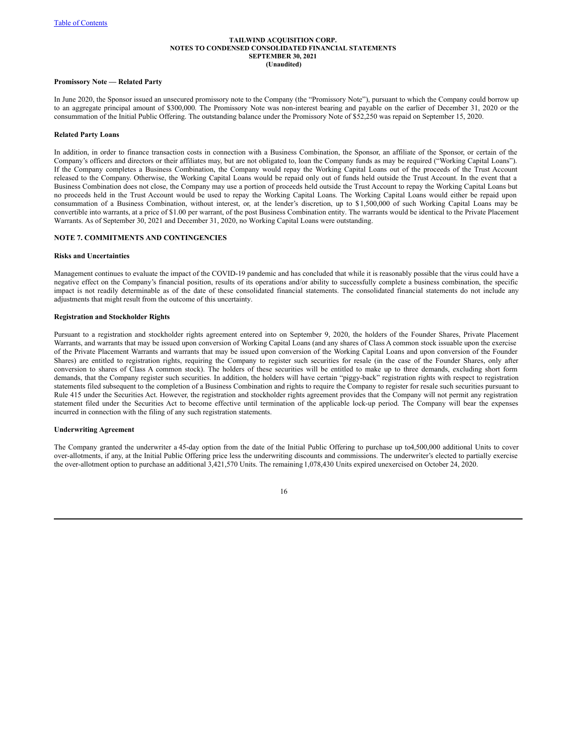### Promissory Note — Related Party

In June 2020, the Sponsor issued an unsecured promissory note to the Company (the "Promissory Note"), pursuant to which the Company could borrow up to an aggregate principal amount of $300,000. The Promissory Note was non-interest bearing and payable on the earlier of December 31, 2020 or the consummation of the Initial Public Offering. The outstanding balance under the Promissory Note of $52,250 was repaid on September 15, 2020.

### Related Party Loans

In addition, in order to finance transaction costs in connection with a Business Combination, the Sponsor, an affiliate of the Sponsor, or certain of the Company's officers and directors or their affiliates may, but are not obligated to, loan the Company funds as may be required ("Working Capital Loans"). If the Company completes a Business Combination, the Company would repay the Working Capital Loans out of the proceeds of the Trust Account released to the Company. Otherwise, the Working Capital Loans would be repaid only out of funds held outside the Trust Account. In the event that a Business Combination does not close, the Company may use a portion of proceeds held outside the Trust Account to repay the Working Capital Loans but no proceeds held in the Trust Account would be used to repay the Working Capital Loans. The Working Capital Loans would either be repaid upon consummation of a Business Combination, without interest, or, at the lender's discretion, up to $1,500,000 of such Working Capital Loans may be convertible into warrants, at a price of $1.00 per warrant, of the post Business Combination entity. The warrants would be identical to the Private Placement Warrants. As of September 30, 2021 and December 31, 2020, no Working Capital Loans were outstanding.

## NOTE 7. COMMITMENTS AND CONTINGENCIES

### Risks and Uncertainties

Management continues to evaluate the impact of the COVID-19 pandemic and has concluded that while it is reasonably possible that the virus could have a negative effect on the Company's financial position, results of its operations and/or ability to successfully complete a business combination, the specific impact is not readily determinable as of the date of these consolidated financial statements. The consolidated financial statements do not include any adjustments that might result from the outcome of this uncertainty.

### Registration and Stockholder Rights

Pursuant to a registration and stockholder rights agreement entered into on September 9, 2020, the holders of the Founder Shares, Private Placement Warrants, and warrants that may be issued upon conversion of Working Capital Loans (and any shares of Class A common stock issuable upon the exercise of the Private Placement Warrants and warrants that may be issued upon conversion of the Working Capital Loans and upon conversion of the Founder Shares) are entitled to registration rights, requiring the Company to register such securities for resale (in the case of the Founder Shares, only after conversion to shares of Class A common stock). The holders of these securities will be entitled to make up to three demands, excluding short form demands, that the Company register such securities. In addition, the holders will have certain "piggy-back" registration rights with respect to registration statements filed subsequent to the completion of a Business Combination and rights to require the Company to register for resale such securities pursuant to Rule 415 under the Securities Act. However, the registration and stockholder rights agreement provides that the Company will not permit any registration statement filed under the Securities Act to become effective until termination of the applicable lock-up period. The Company will bear the expenses incurred in connection with the filing of any such registration statements.

### Underwriting Agreement

The Company granted the underwriter a 45-day option from the date of the Initial Public Offering to purchase up to 4,500,000 additional Units to cover over-allotments, if any, at the Initial Public Offering price less the underwriting discounts and commissions. The underwriter's elected to partially exercise the over-allotment option to purchase an additional 3,421,570 Units. The remaining 1,078,430 Units expired unexercised on October 24, 2020.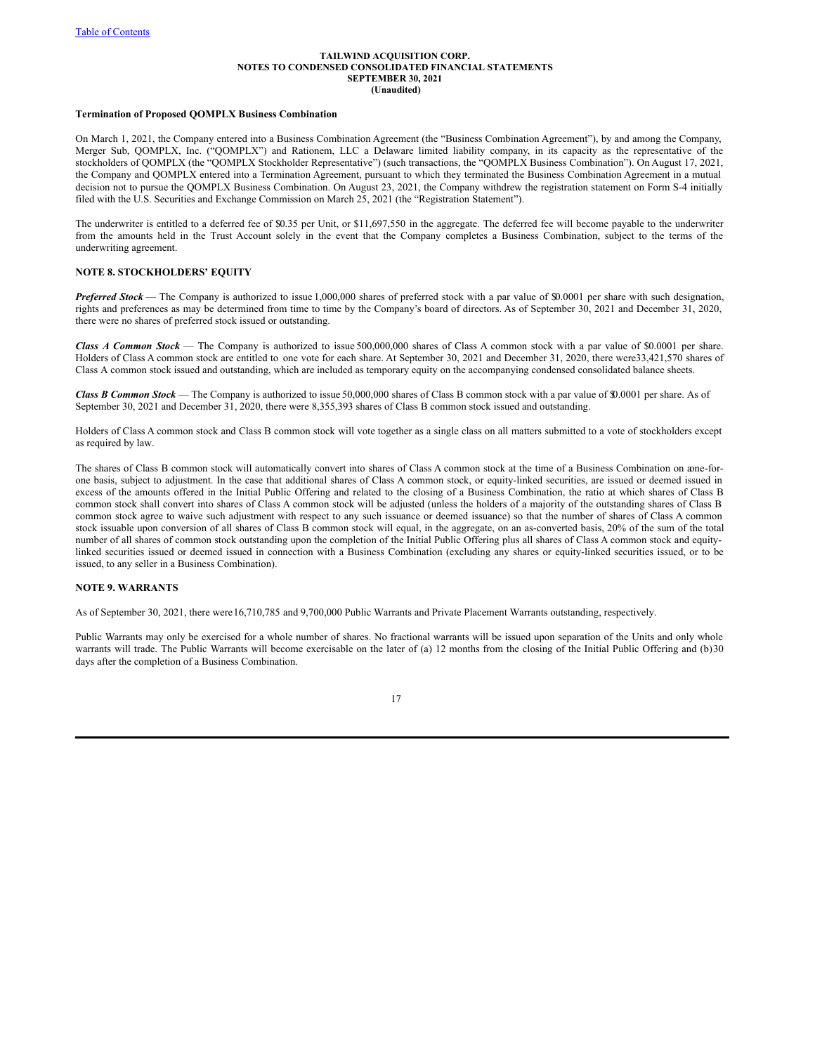**Termination of Proposed QOMPLX Business Combination**

On March 1, 2021, the Company entered into a Business Combination Agreement (the "Business Combination Agreement"), by and among the Company, Merger Sub, QOMPLX, Inc. ("QOMPLX") and Rationem, LLC a Delaware limited liability company, in its capacity as the representative of the stockholders of QOMPLX (the "QOMPLX Stockholder Representative") (such transactions, the "QOMPLX Business Combination"). On August 17, 2021, the Company and QOMPLX entered into a Termination Agreement, pursuant to which they terminated the Business Combination Agreement in a mutual decision not to pursue the QOMPLX Business Combination. On August 23, 2021, the Company withdrew the registration statement on Form S-4 initially filed with the U.S. Securities and Exchange Commission on March 25, 2021 (the "Registration Statement").

The underwriter is entitled to a deferred fee of $0.35 per Unit, or $11,697,550 in the aggregate. The deferred fee will become payable to the underwriter from the amounts held in the Trust Account solely in the event that the Company completes a Business Combination, subject to the terms of the underwriting agreement.

## NOTE 8. STOCKHOLDERS' EQUITY

***Preferred Stock*** — The Company is authorized to issue 1,000,000 shares of preferred stock with a par value of $0.0001 per share with such designation, rights and preferences as may be determined from time to time by the Company's board of directors. As of September 30, 2021 and December 31, 2020, there were no shares of preferred stock issued or outstanding.

***Class A Common Stock*** — The Company is authorized to issue 500,000,000 shares of Class A common stock with a par value of $0.0001 per share. Holders of Class A common stock are entitled to one vote for each share. At September 30, 2021 and December 31, 2020, there were 33,421,570 shares of Class A common stock issued and outstanding, which are included as temporary equity on the accompanying condensed consolidated balance sheets.

***Class B Common Stock*** — The Company is authorized to issue 50,000,000 shares of Class B common stock with a par value of $0.0001 per share. As of September 30, 2021 and December 31, 2020, there were 8,355,393 shares of Class B common stock issued and outstanding.

Holders of Class A common stock and Class B common stock will vote together as a single class on all matters submitted to a vote of stockholders except as required by law.

The shares of Class B common stock will automatically convert into shares of Class A common stock at the time of a Business Combination on a one-for-one basis, subject to adjustment. In the case that additional shares of Class A common stock, or equity-linked securities, are issued or deemed issued in excess of the amounts offered in the Initial Public Offering and related to the closing of a Business Combination, the ratio at which shares of Class B common stock shall convert into shares of Class A common stock will be adjusted (unless the holders of a majority of the outstanding shares of Class B common stock agree to waive such adjustment with respect to any such issuance or deemed issuance) so that the number of shares of Class A common stock issuable upon conversion of all shares of Class B common stock will equal, in the aggregate, on an as-converted basis, 20% of the sum of the total number of all shares of common stock outstanding upon the completion of the Initial Public Offering plus all shares of Class A common stock and equity-linked securities issued or deemed issued in connection with a Business Combination (excluding any shares or equity-linked securities issued, or to be issued, to any seller in a Business Combination).

## NOTE 9. WARRANTS

As of September 30, 2021, there were 16,710,785 and 9,700,000 Public Warrants and Private Placement Warrants outstanding, respectively.

Public Warrants may only be exercised for a whole number of shares. No fractional warrants will be issued upon separation of the Units and only whole warrants will trade. The Public Warrants will become exercisable on the later of (a) 12 months from the closing of the Initial Public Offering and (b) 30 days after the completion of a Business Combination.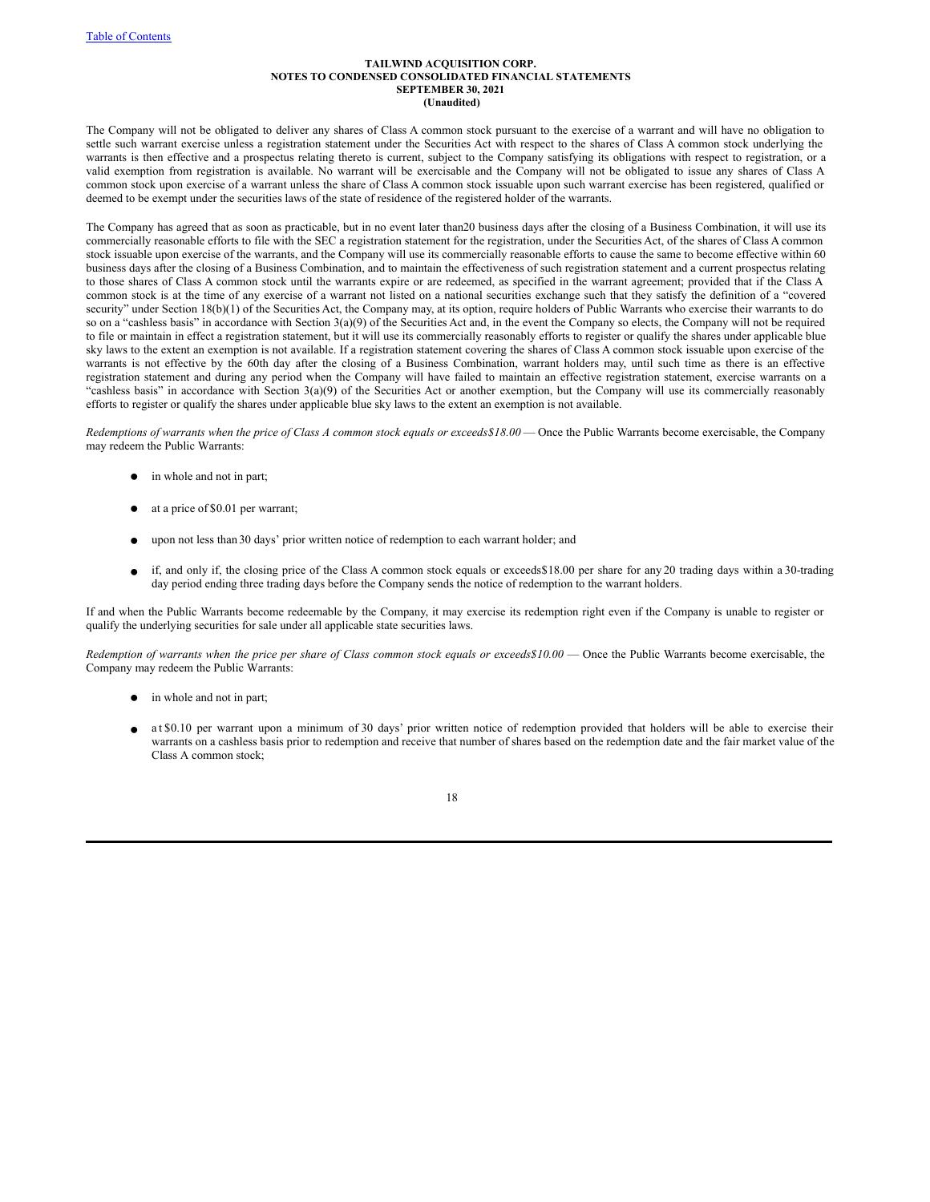The Company will not be obligated to deliver any shares of Class A common stock pursuant to the exercise of a warrant and will have no obligation to settle such warrant exercise unless a registration statement under the Securities Act with respect to the shares of Class A common stock underlying the warrants is then effective and a prospectus relating thereto is current, subject to the Company satisfying its obligations with respect to registration, or a valid exemption from registration is available. No warrant will be exercisable and the Company will not be obligated to issue any shares of Class A common stock upon exercise of a warrant unless the share of Class A common stock issuable upon such warrant exercise has been registered, qualified or deemed to be exempt under the securities laws of the state of residence of the registered holder of the warrants.

The Company has agreed that as soon as practicable, but in no event later than20 business days after the closing of a Business Combination, it will use its commercially reasonable efforts to file with the SEC a registration statement for the registration, under the Securities Act, of the shares of Class A common stock issuable upon exercise of the warrants, and the Company will use its commercially reasonable efforts to cause the same to become effective within 60 business days after the closing of a Business Combination, and to maintain the effectiveness of such registration statement and a current prospectus relating to those shares of Class A common stock until the warrants expire or are redeemed, as specified in the warrant agreement; provided that if the Class A common stock is at the time of any exercise of a warrant not listed on a national securities exchange such that they satisfy the definition of a "covered security" under Section 18(b)(1) of the Securities Act, the Company may, at its option, require holders of Public Warrants who exercise their warrants to do so on a "cashless basis" in accordance with Section 3(a)(9) of the Securities Act and, in the event the Company so elects, the Company will not be required to file or maintain in effect a registration statement, but it will use its commercially reasonably efforts to register or qualify the shares under applicable blue sky laws to the extent an exemption is not available. If a registration statement covering the shares of Class A common stock issuable upon exercise of the warrants is not effective by the 60th day after the closing of a Business Combination, warrant holders may, until such time as there is an effective registration statement and during any period when the Company will have failed to maintain an effective registration statement, exercise warrants on a "cashless basis" in accordance with Section 3(a)(9) of the Securities Act or another exemption, but the Company will use its commercially reasonably efforts to register or qualify the shares under applicable blue sky laws to the extent an exemption is not available.

*Redemptions of warrants when the price of Class A common stock equals or exceeds$18.00* — Once the Public Warrants become exercisable, the Company may redeem the Public Warrants:

- in whole and not in part;
- at a price of $0.01 per warrant;
- upon not less than 30 days' prior written notice of redemption to each warrant holder; and
- if, and only if, the closing price of the Class A common stock equals or exceeds$18.00 per share for any 20 trading days within a 30-trading day period ending three trading days before the Company sends the notice of redemption to the warrant holders.

If and when the Public Warrants become redeemable by the Company, it may exercise its redemption right even if the Company is unable to register or qualify the underlying securities for sale under all applicable state securities laws.

*Redemption of warrants when the price per share of Class common stock equals or exceeds$10.00* — Once the Public Warrants become exercisable, the Company may redeem the Public Warrants:

- in whole and not in part;
- at $0.10 per warrant upon a minimum of 30 days' prior written notice of redemption provided that holders will be able to exercise their warrants on a cashless basis prior to redemption and receive that number of shares based on the redemption date and the fair market value of the Class A common stock;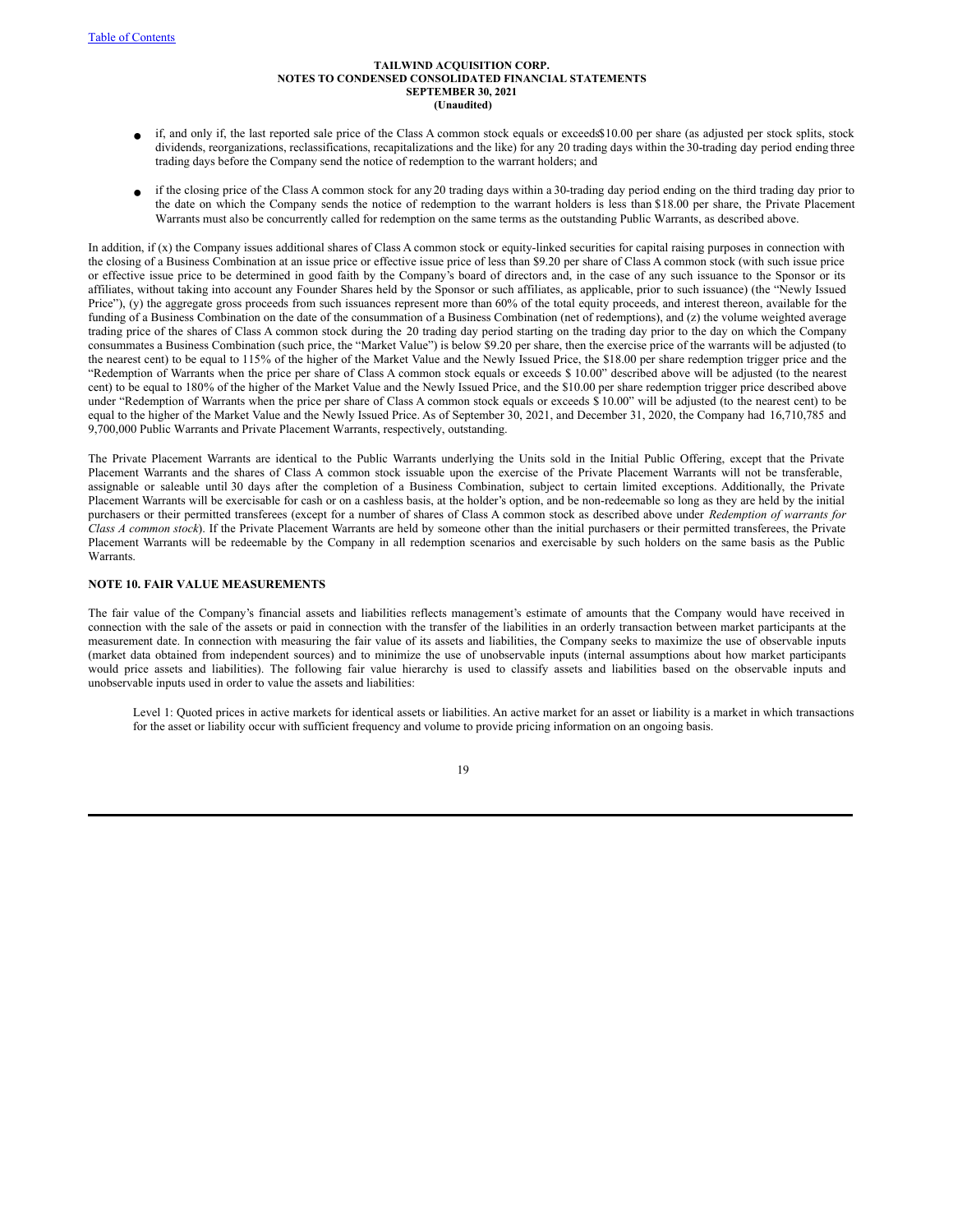- if, and only if, the last reported sale price of the Class A common stock equals or exceeds$10.00 per share (as adjusted per stock splits, stock dividends, reorganizations, reclassifications, recapitalizations and the like) for any 20 trading days within the 30-trading day period ending three trading days before the Company send the notice of redemption to the warrant holders; and

- if the closing price of the Class A common stock for any 20 trading days within a 30-trading day period ending on the third trading day prior to the date on which the Company sends the notice of redemption to the warrant holders is less than $18.00 per share, the Private Placement Warrants must also be concurrently called for redemption on the same terms as the outstanding Public Warrants, as described above.

In addition, if (x) the Company issues additional shares of Class A common stock or equity-linked securities for capital raising purposes in connection with the closing of a Business Combination at an issue price or effective issue price of less than $9.20 per share of Class A common stock (with such issue price or effective issue price to be determined in good faith by the Company's board of directors and, in the case of any such issuance to the Sponsor or its affiliates, without taking into account any Founder Shares held by the Sponsor or such affiliates, as applicable, prior to such issuance) (the "Newly Issued Price"), (y) the aggregate gross proceeds from such issuances represent more than 60% of the total equity proceeds, and interest thereon, available for the funding of a Business Combination on the date of the consummation of a Business Combination (net of redemptions), and (z) the volume weighted average trading price of the shares of Class A common stock during the 20 trading day period starting on the trading day prior to the day on which the Company consummates a Business Combination (such price, the "Market Value") is below $9.20 per share, then the exercise price of the warrants will be adjusted (to the nearest cent) to be equal to 115% of the higher of the Market Value and the Newly Issued Price, the $18.00 per share redemption trigger price and the "Redemption of Warrants when the price per share of Class A common stock equals or exceeds $ 10.00" described above will be adjusted (to the nearest cent) to be equal to 180% of the higher of the Market Value and the Newly Issued Price, and the $10.00 per share redemption trigger price described above under "Redemption of Warrants when the price per share of Class A common stock equals or exceeds $ 10.00" will be adjusted (to the nearest cent) to be equal to the higher of the Market Value and the Newly Issued Price. As of September 30, 2021, and December 31, 2020, the Company had 16,710,785 and 9,700,000 Public Warrants and Private Placement Warrants, respectively, outstanding.

The Private Placement Warrants are identical to the Public Warrants underlying the Units sold in the Initial Public Offering, except that the Private Placement Warrants and the shares of Class A common stock issuable upon the exercise of the Private Placement Warrants will not be transferable, assignable or saleable until 30 days after the completion of a Business Combination, subject to certain limited exceptions. Additionally, the Private Placement Warrants will be exercisable for cash or on a cashless basis, at the holder's option, and be non-redeemable so long as they are held by the initial purchasers or their permitted transferees (except for a number of shares of Class A common stock as described above under *Redemption of warrants for Class A common stock*). If the Private Placement Warrants are held by someone other than the initial purchasers or their permitted transferees, the Private Placement Warrants will be redeemable by the Company in all redemption scenarios and exercisable by such holders on the same basis as the Public Warrants.

## NOTE 10. FAIR VALUE MEASUREMENTS

The fair value of the Company's financial assets and liabilities reflects management's estimate of amounts that the Company would have received in connection with the sale of the assets or paid in connection with the transfer of the liabilities in an orderly transaction between market participants at the measurement date. In connection with measuring the fair value of its assets and liabilities, the Company seeks to maximize the use of observable inputs (market data obtained from independent sources) and to minimize the use of unobservable inputs (internal assumptions about how market participants would price assets and liabilities). The following fair value hierarchy is used to classify assets and liabilities based on the observable inputs and unobservable inputs used in order to value the assets and liabilities:

Level 1: Quoted prices in active markets for identical assets or liabilities. An active market for an asset or liability is a market in which transactions for the asset or liability occur with sufficient frequency and volume to provide pricing information on an ongoing basis.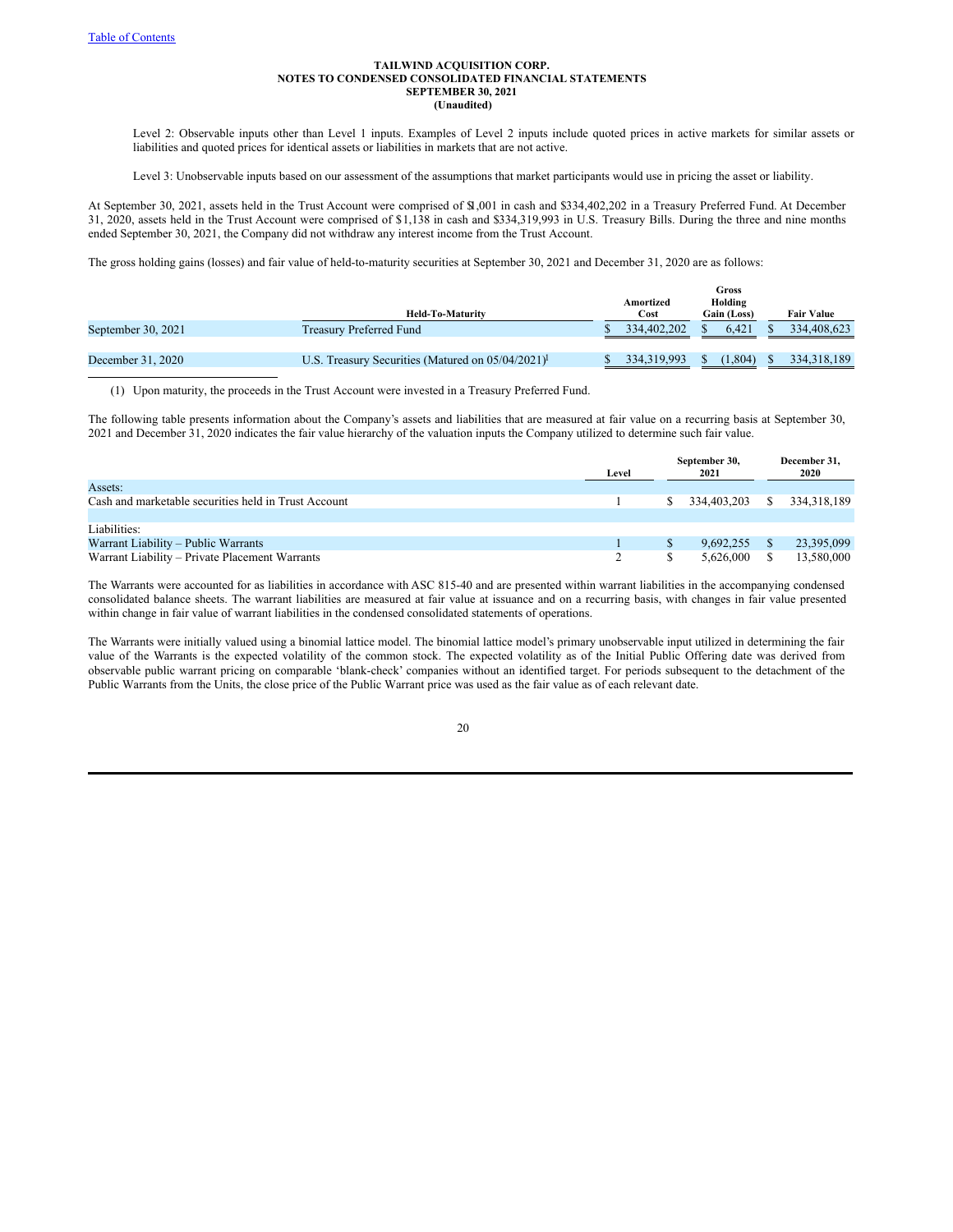Level 2: Observable inputs other than Level 1 inputs. Examples of Level 2 inputs include quoted prices in active markets for similar assets or liabilities and quoted prices for identical assets or liabilities in markets that are not active.

Level 3: Unobservable inputs based on our assessment of the assumptions that market participants would use in pricing the asset or liability.

At September 30, 2021, assets held in the Trust Account were comprised of $1,001 in cash and $334,402,202 in a Treasury Preferred Fund. At December 31, 2020, assets held in the Trust Account were comprised of $1,138 in cash and $334,319,993 in U.S. Treasury Bills. During the three and nine months ended September 30, 2021, the Company did not withdraw any interest income from the Trust Account.

The gross holding gains (losses) and fair value of held-to-maturity securities at September 30, 2021 and December 31, 2020 are as follows:

| | Held-To-Maturity | Amortized Cost | Gross Holding Gain (Loss) | Fair Value |
|---|---|---|---|---|
| September 30, 2021 | Treasury Preferred Fund | $ 334,402,202 | $ 6,421 | $ 334,408,623 |
| December 31, 2020 | U.S. Treasury Securities (Matured on 05/04/2021)[1] | $ 334,319,993 | $ (1,804) | $ 334,318,189 |

(1) Upon maturity, the proceeds in the Trust Account were invested in a Treasury Preferred Fund.

The following table presents information about the Company's assets and liabilities that are measured at fair value on a recurring basis at September 30, 2021 and December 31, 2020 indicates the fair value hierarchy of the valuation inputs the Company utilized to determine such fair value.

| | Level | September 30, 2021 | December 31, 2020 |
|---|---|---|---|
| Assets: | | | |
| Cash and marketable securities held in Trust Account | 1 | $ 334,403,203 | $ 334,318,189 |
| | | | |
| Liabilities: | | | |
| Warrant Liability – Public Warrants | 1 | $ 9,692,255 | $ 23,395,099 |
| Warrant Liability – Private Placement Warrants | 2 | $ 5,626,000 | $ 13,580,000 |

The Warrants were accounted for as liabilities in accordance with ASC 815-40 and are presented within warrant liabilities in the accompanying condensed consolidated balance sheets. The warrant liabilities are measured at fair value at issuance and on a recurring basis, with changes in fair value presented within change in fair value of warrant liabilities in the condensed consolidated statements of operations.

The Warrants were initially valued using a binomial lattice model. The binomial lattice model's primary unobservable input utilized in determining the fair value of the Warrants is the expected volatility of the common stock. The expected volatility as of the Initial Public Offering date was derived from observable public warrant pricing on comparable 'blank-check' companies without an identified target. For periods subsequent to the detachment of the Public Warrants from the Units, the close price of the Public Warrant price was used as the fair value as of each relevant date.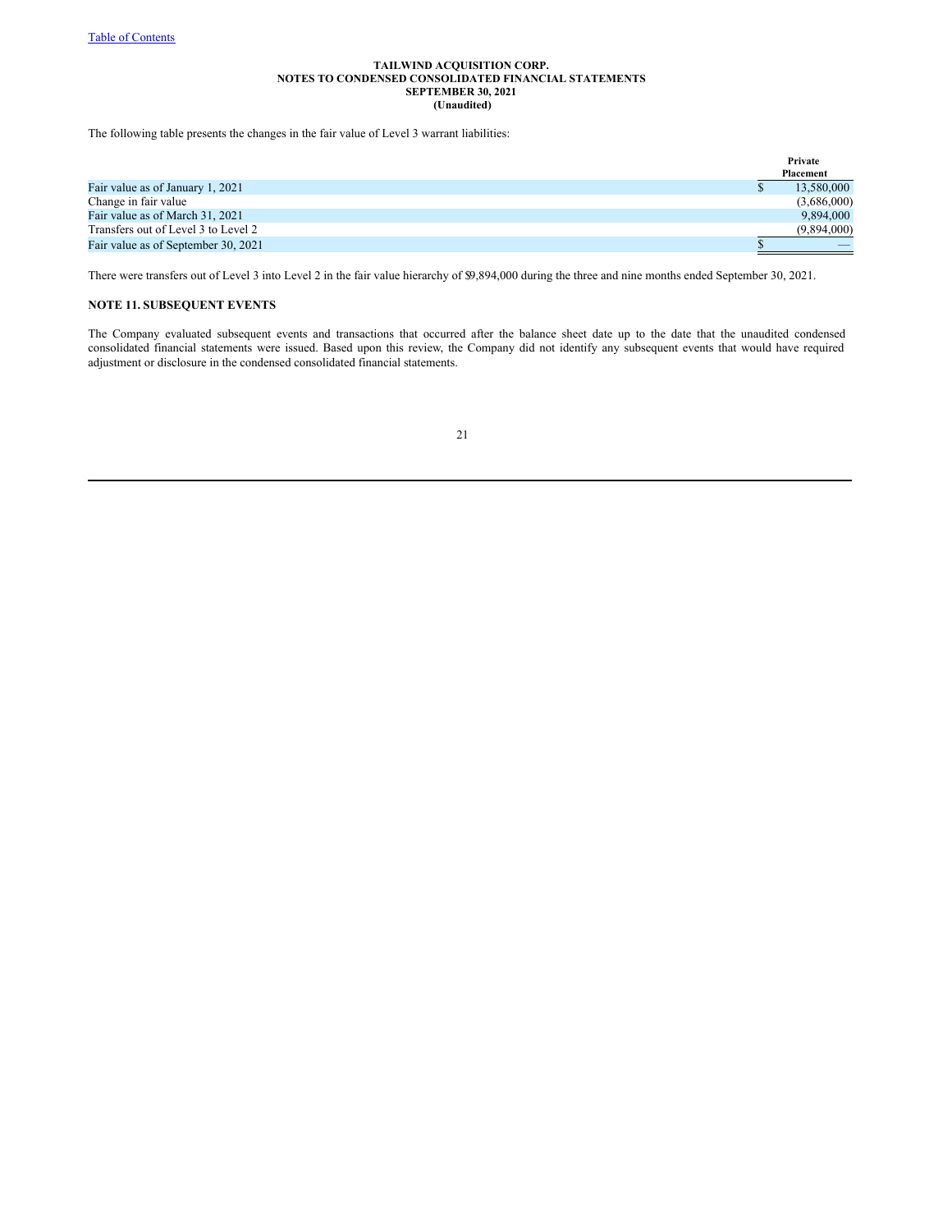**TAILWIND ACQUISITION CORP.**
**NOTES TO CONDENSED CONSOLIDATED FINANCIAL STATEMENTS**
**SEPTEMBER 30, 2021**
**(Unaudited)**

The following table presents the changes in the fair value of Level 3 warrant liabilities:

| | Private Placement |
|---|---|
| Fair value as of January 1, 2021 | $ 13,580,000 |
| Change in fair value | (3,686,000) |
| Fair value as of March 31, 2021 | 9,894,000 |
| Transfers out of Level 3 to Level 2 | (9,894,000) |
| Fair value as of September 30, 2021 | $ — |

There were transfers out of Level 3 into Level 2 in the fair value hierarchy of $9,894,000 during the three and nine months ended September 30, 2021.

**NOTE 11. SUBSEQUENT EVENTS**

The Company evaluated subsequent events and transactions that occurred after the balance sheet date up to the date that the unaudited condensed consolidated financial statements were issued. Based upon this review, the Company did not identify any subsequent events that would have required adjustment or disclosure in the condensed consolidated financial statements.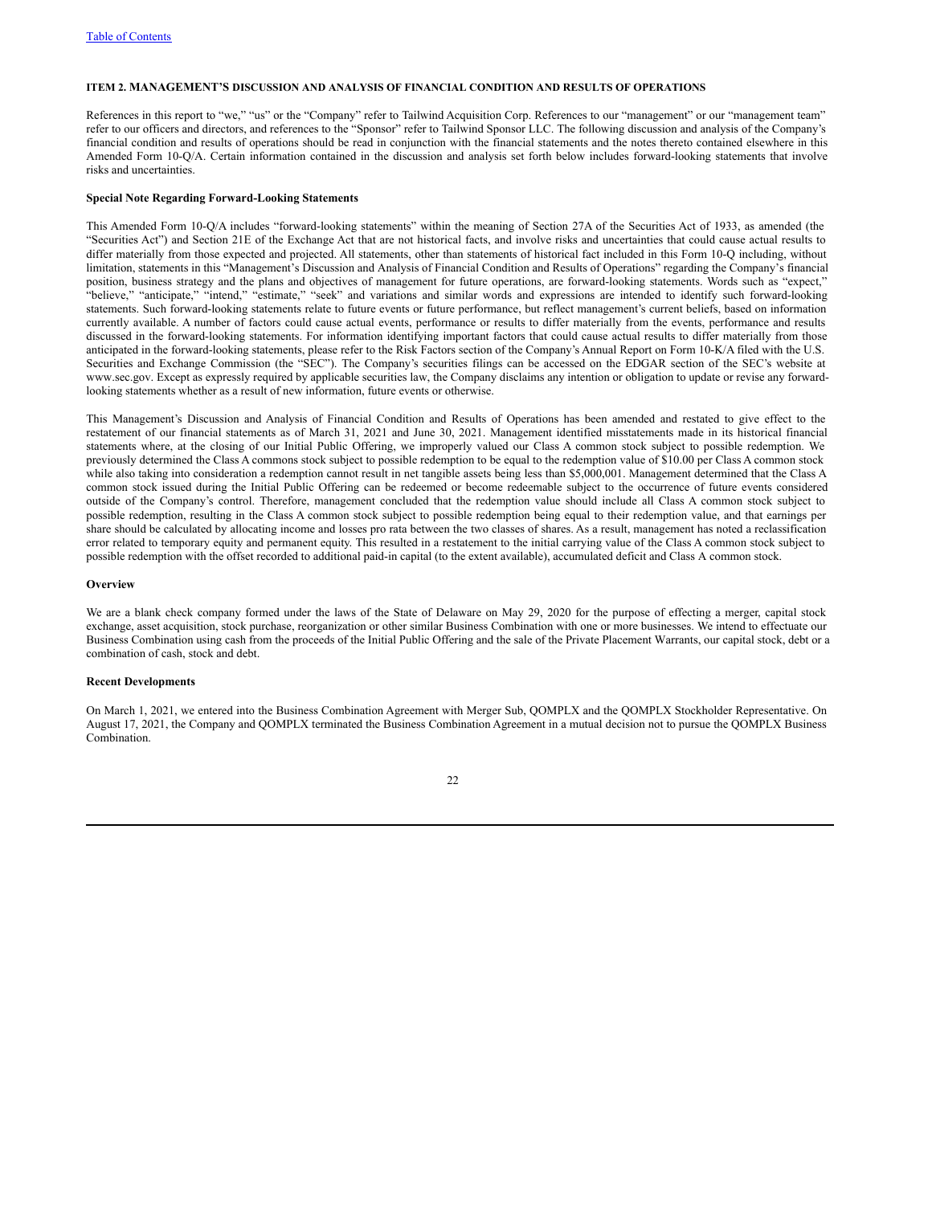**ITEM 2. MANAGEMENT'S DISCUSSION AND ANALYSIS OF FINANCIAL CONDITION AND RESULTS OF OPERATIONS**

References in this report to "we," "us" or the "Company" refer to Tailwind Acquisition Corp. References to our "management" or our "management team" refer to our officers and directors, and references to the "Sponsor" refer to Tailwind Sponsor LLC. The following discussion and analysis of the Company's financial condition and results of operations should be read in conjunction with the financial statements and the notes thereto contained elsewhere in this Amended Form 10-Q/A. Certain information contained in the discussion and analysis set forth below includes forward-looking statements that involve risks and uncertainties.

**Special Note Regarding Forward-Looking Statements**

This Amended Form 10-Q/A includes "forward-looking statements" within the meaning of Section 27A of the Securities Act of 1933, as amended (the "Securities Act") and Section 21E of the Exchange Act that are not historical facts, and involve risks and uncertainties that could cause actual results to differ materially from those expected and projected. All statements, other than statements of historical fact included in this Form 10-Q including, without limitation, statements in this "Management's Discussion and Analysis of Financial Condition and Results of Operations" regarding the Company's financial position, business strategy and the plans and objectives of management for future operations, are forward-looking statements. Words such as "expect," "believe," "anticipate," "intend," "estimate," "seek" and variations and similar words and expressions are intended to identify such forward-looking statements. Such forward-looking statements relate to future events or future performance, but reflect management's current beliefs, based on information currently available. A number of factors could cause actual events, performance or results to differ materially from the events, performance and results discussed in the forward-looking statements. For information identifying important factors that could cause actual results to differ materially from those anticipated in the forward-looking statements, please refer to the Risk Factors section of the Company's Annual Report on Form 10-K/A filed with the U.S. Securities and Exchange Commission (the "SEC"). The Company's securities filings can be accessed on the EDGAR section of the SEC's website at www.sec.gov. Except as expressly required by applicable securities law, the Company disclaims any intention or obligation to update or revise any forward-looking statements whether as a result of new information, future events or otherwise.

This Management's Discussion and Analysis of Financial Condition and Results of Operations has been amended and restated to give effect to the restatement of our financial statements as of March 31, 2021 and June 30, 2021. Management identified misstatements made in its historical financial statements where, at the closing of our Initial Public Offering, we improperly valued our Class A common stock subject to possible redemption. We previously determined the Class A commons stock subject to possible redemption to be equal to the redemption value of $10.00 per Class A common stock while also taking into consideration a redemption cannot result in net tangible assets being less than $5,000,001. Management determined that the Class A common stock issued during the Initial Public Offering can be redeemed or become redeemable subject to the occurrence of future events considered outside of the Company's control. Therefore, management concluded that the redemption value should include all Class A common stock subject to possible redemption, resulting in the Class A common stock subject to possible redemption being equal to their redemption value, and that earnings per share should be calculated by allocating income and losses pro rata between the two classes of shares. As a result, management has noted a reclassification error related to temporary equity and permanent equity. This resulted in a restatement to the initial carrying value of the Class A common stock subject to possible redemption with the offset recorded to additional paid-in capital (to the extent available), accumulated deficit and Class A common stock.

**Overview**

We are a blank check company formed under the laws of the State of Delaware on May 29, 2020 for the purpose of effecting a merger, capital stock exchange, asset acquisition, stock purchase, reorganization or other similar Business Combination with one or more businesses. We intend to effectuate our Business Combination using cash from the proceeds of the Initial Public Offering and the sale of the Private Placement Warrants, our capital stock, debt or a combination of cash, stock and debt.

**Recent Developments**

On March 1, 2021, we entered into the Business Combination Agreement with Merger Sub, QOMPLX and the QOMPLX Stockholder Representative. On August 17, 2021, the Company and QOMPLX terminated the Business Combination Agreement in a mutual decision not to pursue the QOMPLX Business Combination.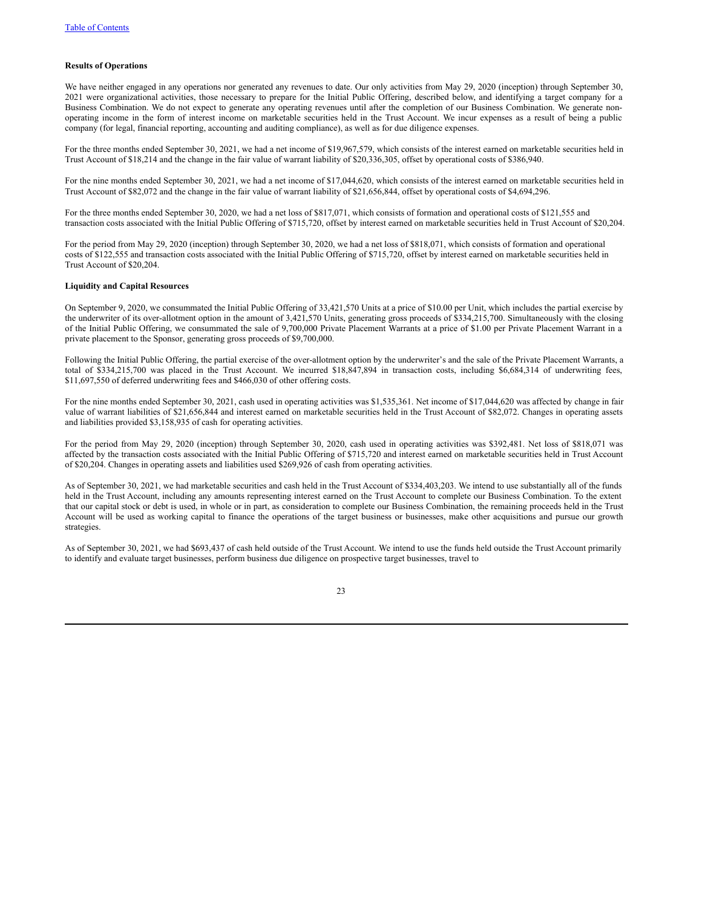**Results of Operations**

We have neither engaged in any operations nor generated any revenues to date. Our only activities from May 29, 2020 (inception) through September 30, 2021 were organizational activities, those necessary to prepare for the Initial Public Offering, described below, and identifying a target company for a Business Combination. We do not expect to generate any operating revenues until after the completion of our Business Combination. We generate non-operating income in the form of interest income on marketable securities held in the Trust Account. We incur expenses as a result of being a public company (for legal, financial reporting, accounting and auditing compliance), as well as for due diligence expenses.

For the three months ended September 30, 2021, we had a net income of $19,967,579, which consists of the interest earned on marketable securities held in Trust Account of $18,214 and the change in the fair value of warrant liability of $20,336,305, offset by operational costs of $386,940.

For the nine months ended September 30, 2021, we had a net income of $17,044,620, which consists of the interest earned on marketable securities held in Trust Account of $82,072 and the change in the fair value of warrant liability of $21,656,844, offset by operational costs of $4,694,296.

For the three months ended September 30, 2020, we had a net loss of $817,071, which consists of formation and operational costs of $121,555 and transaction costs associated with the Initial Public Offering of $715,720, offset by interest earned on marketable securities held in Trust Account of $20,204.

For the period from May 29, 2020 (inception) through September 30, 2020, we had a net loss of $818,071, which consists of formation and operational costs of $122,555 and transaction costs associated with the Initial Public Offering of $715,720, offset by interest earned on marketable securities held in Trust Account of $20,204.

**Liquidity and Capital Resources**

On September 9, 2020, we consummated the Initial Public Offering of 33,421,570 Units at a price of $10.00 per Unit, which includes the partial exercise by the underwriter of its over-allotment option in the amount of 3,421,570 Units, generating gross proceeds of $334,215,700. Simultaneously with the closing of the Initial Public Offering, we consummated the sale of 9,700,000 Private Placement Warrants at a price of $1.00 per Private Placement Warrant in a private placement to the Sponsor, generating gross proceeds of $9,700,000.

Following the Initial Public Offering, the partial exercise of the over-allotment option by the underwriter's and the sale of the Private Placement Warrants, a total of $334,215,700 was placed in the Trust Account. We incurred $18,847,894 in transaction costs, including $6,684,314 of underwriting fees, $11,697,550 of deferred underwriting fees and $466,030 of other offering costs.

For the nine months ended September 30, 2021, cash used in operating activities was $1,535,361. Net income of $17,044,620 was affected by change in fair value of warrant liabilities of $21,656,844 and interest earned on marketable securities held in the Trust Account of $82,072. Changes in operating assets and liabilities provided $3,158,935 of cash for operating activities.

For the period from May 29, 2020 (inception) through September 30, 2020, cash used in operating activities was $392,481. Net loss of $818,071 was affected by the transaction costs associated with the Initial Public Offering of $715,720 and interest earned on marketable securities held in Trust Account of $20,204. Changes in operating assets and liabilities used $269,926 of cash from operating activities.

As of September 30, 2021, we had marketable securities and cash held in the Trust Account of $334,403,203. We intend to use substantially all of the funds held in the Trust Account, including any amounts representing interest earned on the Trust Account to complete our Business Combination. To the extent that our capital stock or debt is used, in whole or in part, as consideration to complete our Business Combination, the remaining proceeds held in the Trust Account will be used as working capital to finance the operations of the target business or businesses, make other acquisitions and pursue our growth strategies.

As of September 30, 2021, we had $693,437 of cash held outside of the Trust Account. We intend to use the funds held outside the Trust Account primarily to identify and evaluate target businesses, perform business due diligence on prospective target businesses, travel to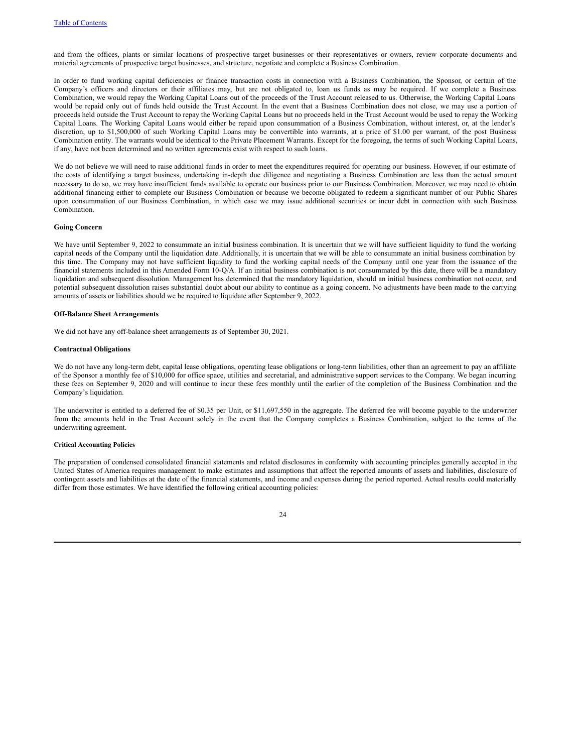and from the offices, plants or similar locations of prospective target businesses or their representatives or owners, review corporate documents and material agreements of prospective target businesses, and structure, negotiate and complete a Business Combination.

In order to fund working capital deficiencies or finance transaction costs in connection with a Business Combination, the Sponsor, or certain of the Company's officers and directors or their affiliates may, but are not obligated to, loan us funds as may be required. If we complete a Business Combination, we would repay the Working Capital Loans out of the proceeds of the Trust Account released to us. Otherwise, the Working Capital Loans would be repaid only out of funds held outside the Trust Account. In the event that a Business Combination does not close, we may use a portion of proceeds held outside the Trust Account to repay the Working Capital Loans but no proceeds held in the Trust Account would be used to repay the Working Capital Loans. The Working Capital Loans would either be repaid upon consummation of a Business Combination, without interest, or, at the lender's discretion, up to $1,500,000 of such Working Capital Loans may be convertible into warrants, at a price of $1.00 per warrant, of the post Business Combination entity. The warrants would be identical to the Private Placement Warrants. Except for the foregoing, the terms of such Working Capital Loans, if any, have not been determined and no written agreements exist with respect to such loans.

We do not believe we will need to raise additional funds in order to meet the expenditures required for operating our business. However, if our estimate of the costs of identifying a target business, undertaking in-depth due diligence and negotiating a Business Combination are less than the actual amount necessary to do so, we may have insufficient funds available to operate our business prior to our Business Combination. Moreover, we may need to obtain additional financing either to complete our Business Combination or because we become obligated to redeem a significant number of our Public Shares upon consummation of our Business Combination, in which case we may issue additional securities or incur debt in connection with such Business Combination.

**Going Concern**

We have until September 9, 2022 to consummate an initial business combination. It is uncertain that we will have sufficient liquidity to fund the working capital needs of the Company until the liquidation date. Additionally, it is uncertain that we will be able to consummate an initial business combination by this time. The Company may not have sufficient liquidity to fund the working capital needs of the Company until one year from the issuance of the financial statements included in this Amended Form 10-Q/A. If an initial business combination is not consummated by this date, there will be a mandatory liquidation and subsequent dissolution. Management has determined that the mandatory liquidation, should an initial business combination not occur, and potential subsequent dissolution raises substantial doubt about our ability to continue as a going concern. No adjustments have been made to the carrying amounts of assets or liabilities should we be required to liquidate after September 9, 2022.

**Off-Balance Sheet Arrangements**

We did not have any off-balance sheet arrangements as of September 30, 2021.

**Contractual Obligations**

We do not have any long-term debt, capital lease obligations, operating lease obligations or long-term liabilities, other than an agreement to pay an affiliate of the Sponsor a monthly fee of $10,000 for office space, utilities and secretarial, and administrative support services to the Company. We began incurring these fees on September 9, 2020 and will continue to incur these fees monthly until the earlier of the completion of the Business Combination and the Company's liquidation.

The underwriter is entitled to a deferred fee of $0.35 per Unit, or $11,697,550 in the aggregate. The deferred fee will become payable to the underwriter from the amounts held in the Trust Account solely in the event that the Company completes a Business Combination, subject to the terms of the underwriting agreement.

**Critical Accounting Policies**

The preparation of condensed consolidated financial statements and related disclosures in conformity with accounting principles generally accepted in the United States of America requires management to make estimates and assumptions that affect the reported amounts of assets and liabilities, disclosure of contingent assets and liabilities at the date of the financial statements, and income and expenses during the period reported. Actual results could materially differ from those estimates. We have identified the following critical accounting policies: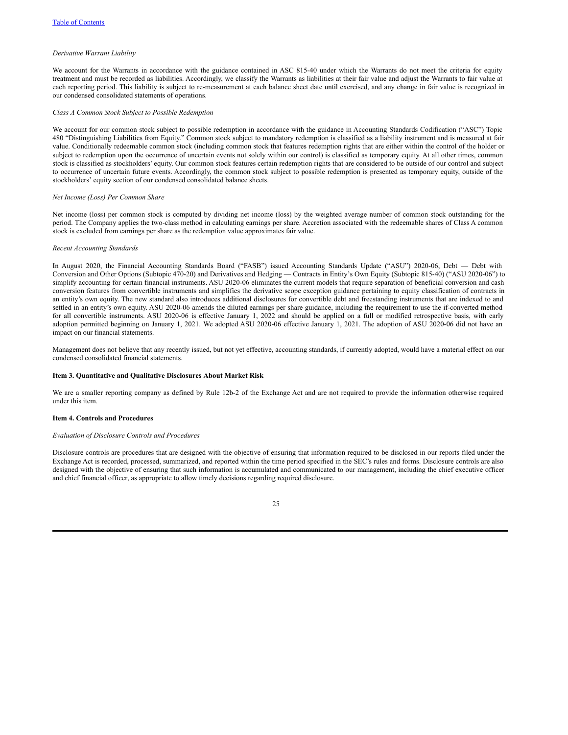*Derivative Warrant Liability*

We account for the Warrants in accordance with the guidance contained in ASC 815-40 under which the Warrants do not meet the criteria for equity treatment and must be recorded as liabilities. Accordingly, we classify the Warrants as liabilities at their fair value and adjust the Warrants to fair value at each reporting period. This liability is subject to re-measurement at each balance sheet date until exercised, and any change in fair value is recognized in our condensed consolidated statements of operations.

*Class A Common Stock Subject to Possible Redemption*

We account for our common stock subject to possible redemption in accordance with the guidance in Accounting Standards Codification ("ASC") Topic 480 "Distinguishing Liabilities from Equity." Common stock subject to mandatory redemption is classified as a liability instrument and is measured at fair value. Conditionally redeemable common stock (including common stock that features redemption rights that are either within the control of the holder or subject to redemption upon the occurrence of uncertain events not solely within our control) is classified as temporary equity. At all other times, common stock is classified as stockholders' equity. Our common stock features certain redemption rights that are considered to be outside of our control and subject to occurrence of uncertain future events. Accordingly, the common stock subject to possible redemption is presented as temporary equity, outside of the stockholders' equity section of our condensed consolidated balance sheets.

*Net Income (Loss) Per Common Share*

Net income (loss) per common stock is computed by dividing net income (loss) by the weighted average number of common stock outstanding for the period. The Company applies the two-class method in calculating earnings per share. Accretion associated with the redeemable shares of Class A common stock is excluded from earnings per share as the redemption value approximates fair value.

*Recent Accounting Standards*

In August 2020, the Financial Accounting Standards Board ("FASB") issued Accounting Standards Update ("ASU") 2020-06, Debt — Debt with Conversion and Other Options (Subtopic 470-20) and Derivatives and Hedging — Contracts in Entity's Own Equity (Subtopic 815-40) ("ASU 2020-06") to simplify accounting for certain financial instruments. ASU 2020-06 eliminates the current models that require separation of beneficial conversion and cash conversion features from convertible instruments and simplifies the derivative scope exception guidance pertaining to equity classification of contracts in an entity's own equity. The new standard also introduces additional disclosures for convertible debt and freestanding instruments that are indexed to and settled in an entity's own equity. ASU 2020-06 amends the diluted earnings per share guidance, including the requirement to use the if-converted method for all convertible instruments. ASU 2020-06 is effective January 1, 2022 and should be applied on a full or modified retrospective basis, with early adoption permitted beginning on January 1, 2021. We adopted ASU 2020-06 effective January 1, 2021. The adoption of ASU 2020-06 did not have an impact on our financial statements.

Management does not believe that any recently issued, but not yet effective, accounting standards, if currently adopted, would have a material effect on our condensed consolidated financial statements.

**Item 3. Quantitative and Qualitative Disclosures About Market Risk**

We are a smaller reporting company as defined by Rule 12b-2 of the Exchange Act and are not required to provide the information otherwise required under this item.

**Item 4. Controls and Procedures**

*Evaluation of Disclosure Controls and Procedures*

Disclosure controls are procedures that are designed with the objective of ensuring that information required to be disclosed in our reports filed under the Exchange Act is recorded, processed, summarized, and reported within the time period specified in the SEC's rules and forms. Disclosure controls are also designed with the objective of ensuring that such information is accumulated and communicated to our management, including the chief executive officer and chief financial officer, as appropriate to allow timely decisions regarding required disclosure.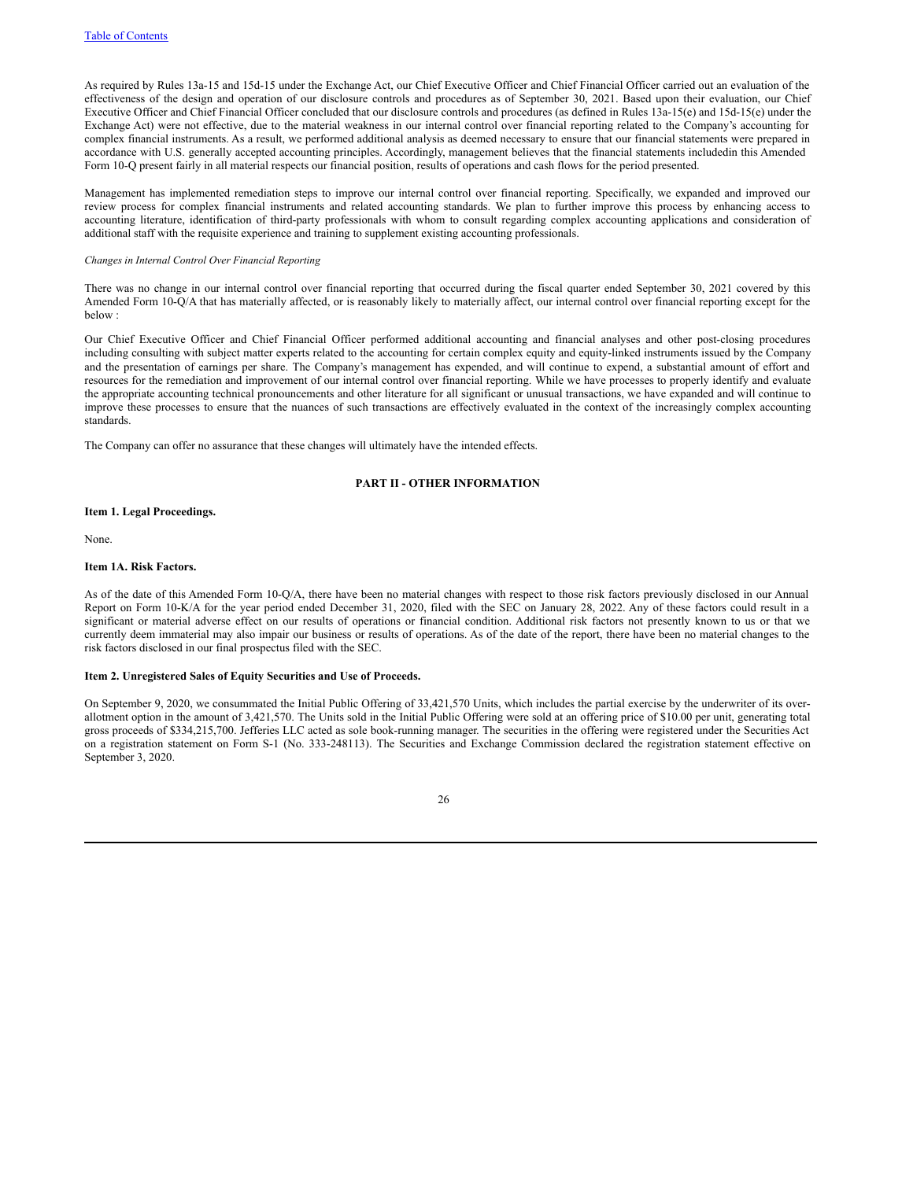As required by Rules 13a-15 and 15d-15 under the Exchange Act, our Chief Executive Officer and Chief Financial Officer carried out an evaluation of the effectiveness of the design and operation of our disclosure controls and procedures as of September 30, 2021. Based upon their evaluation, our Chief Executive Officer and Chief Financial Officer concluded that our disclosure controls and procedures (as defined in Rules 13a-15(e) and 15d-15(e) under the Exchange Act) were not effective, due to the material weakness in our internal control over financial reporting related to the Company's accounting for complex financial instruments. As a result, we performed additional analysis as deemed necessary to ensure that our financial statements were prepared in accordance with U.S. generally accepted accounting principles. Accordingly, management believes that the financial statements includedin this Amended Form 10-Q present fairly in all material respects our financial position, results of operations and cash flows for the period presented.

Management has implemented remediation steps to improve our internal control over financial reporting. Specifically, we expanded and improved our review process for complex financial instruments and related accounting standards. We plan to further improve this process by enhancing access to accounting literature, identification of third-party professionals with whom to consult regarding complex accounting applications and consideration of additional staff with the requisite experience and training to supplement existing accounting professionals.

*Changes in Internal Control Over Financial Reporting*

There was no change in our internal control over financial reporting that occurred during the fiscal quarter ended September 30, 2021 covered by this Amended Form 10-Q/A that has materially affected, or is reasonably likely to materially affect, our internal control over financial reporting except for the below :

Our Chief Executive Officer and Chief Financial Officer performed additional accounting and financial analyses and other post-closing procedures including consulting with subject matter experts related to the accounting for certain complex equity and equity-linked instruments issued by the Company and the presentation of earnings per share. The Company's management has expended, and will continue to expend, a substantial amount of effort and resources for the remediation and improvement of our internal control over financial reporting. While we have processes to properly identify and evaluate the appropriate accounting technical pronouncements and other literature for all significant or unusual transactions, we have expanded and will continue to improve these processes to ensure that the nuances of such transactions are effectively evaluated in the context of the increasingly complex accounting standards.

The Company can offer no assurance that these changes will ultimately have the intended effects.

## PART II - OTHER INFORMATION

### Item 1. Legal Proceedings.

None.

### Item 1A. Risk Factors.

As of the date of this Amended Form 10-Q/A, there have been no material changes with respect to those risk factors previously disclosed in our Annual Report on Form 10-K/A for the year period ended December 31, 2020, filed with the SEC on January 28, 2022. Any of these factors could result in a significant or material adverse effect on our results of operations or financial condition. Additional risk factors not presently known to us or that we currently deem immaterial may also impair our business or results of operations. As of the date of the report, there have been no material changes to the risk factors disclosed in our final prospectus filed with the SEC.

### Item 2. Unregistered Sales of Equity Securities and Use of Proceeds.

On September 9, 2020, we consummated the Initial Public Offering of 33,421,570 Units, which includes the partial exercise by the underwriter of its over-allotment option in the amount of 3,421,570. The Units sold in the Initial Public Offering were sold at an offering price of $10.00 per unit, generating total gross proceeds of $334,215,700. Jefferies LLC acted as sole book-running manager. The securities in the offering were registered under the Securities Act on a registration statement on Form S-1 (No. 333-248113). The Securities and Exchange Commission declared the registration statement effective on September 3, 2020.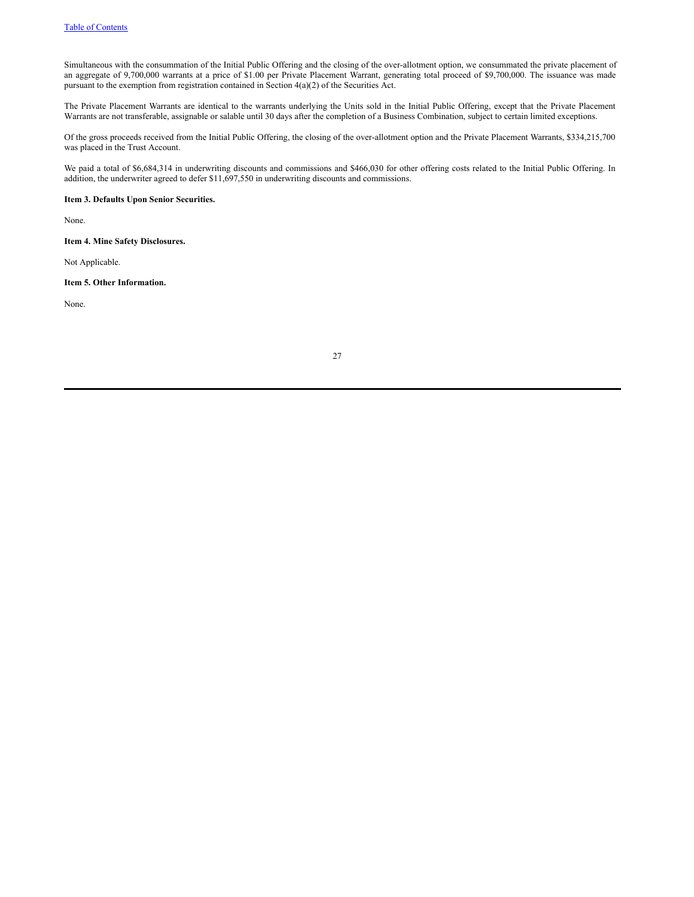Simultaneous with the consummation of the Initial Public Offering and the closing of the over-allotment option, we consummated the private placement of an aggregate of 9,700,000 warrants at a price of $1.00 per Private Placement Warrant, generating total proceed of $9,700,000. The issuance was made pursuant to the exemption from registration contained in Section 4(a)(2) of the Securities Act.

The Private Placement Warrants are identical to the warrants underlying the Units sold in the Initial Public Offering, except that the Private Placement Warrants are not transferable, assignable or salable until 30 days after the completion of a Business Combination, subject to certain limited exceptions.

Of the gross proceeds received from the Initial Public Offering, the closing of the over-allotment option and the Private Placement Warrants, $334,215,700 was placed in the Trust Account.

We paid a total of $6,684,314 in underwriting discounts and commissions and $466,030 for other offering costs related to the Initial Public Offering. In addition, the underwriter agreed to defer $11,697,550 in underwriting discounts and commissions.

**Item 3. Defaults Upon Senior Securities.**

None.

**Item 4. Mine Safety Disclosures.**

Not Applicable.

**Item 5. Other Information.**

None.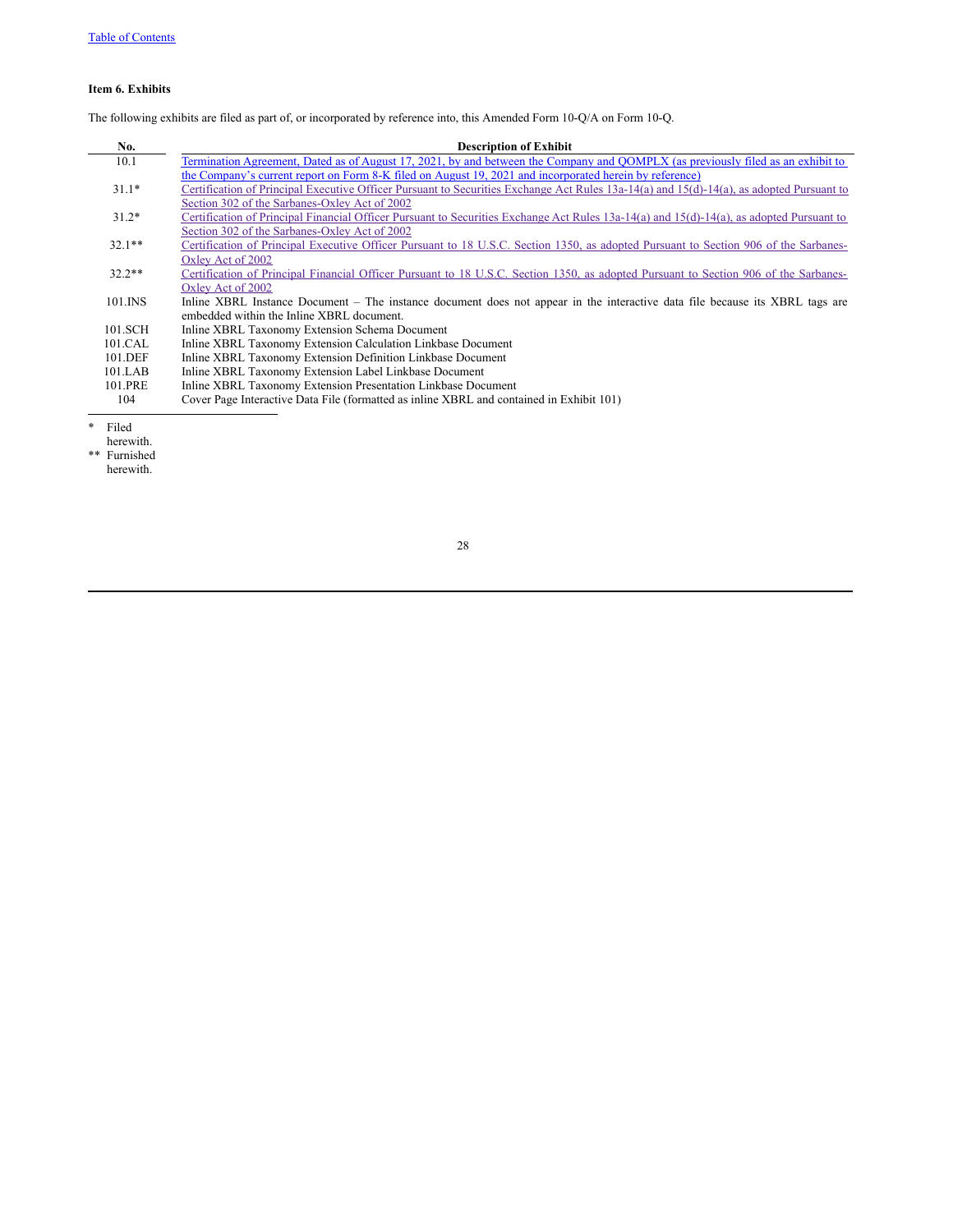### Item 6. Exhibits

The following exhibits are filed as part of, or incorporated by reference into, this Amended Form 10-Q/A on Form 10-Q.

| No. | Description of Exhibit |
|---|---|
| 10.1 | Termination Agreement, Dated as of August 17, 2021, by and between the Company and QOMPLX (as previously filed as an exhibit to the Company's current report on Form 8-K filed on August 19, 2021 and incorporated herein by reference) |
| 31.1* | Certification of Principal Executive Officer Pursuant to Securities Exchange Act Rules 13a-14(a) and 15(d)-14(a), as adopted Pursuant to Section 302 of the Sarbanes-Oxley Act of 2002 |
| 31.2* | Certification of Principal Financial Officer Pursuant to Securities Exchange Act Rules 13a-14(a) and 15(d)-14(a), as adopted Pursuant to Section 302 of the Sarbanes-Oxley Act of 2002 |
| 32.1** | Certification of Principal Executive Officer Pursuant to 18 U.S.C. Section 1350, as adopted Pursuant to Section 906 of the Sarbanes-Oxley Act of 2002 |
| 32.2** | Certification of Principal Financial Officer Pursuant to 18 U.S.C. Section 1350, as adopted Pursuant to Section 906 of the Sarbanes-Oxley Act of 2002 |
| 101.INS | Inline XBRL Instance Document – The instance document does not appear in the interactive data file because its XBRL tags are embedded within the Inline XBRL document. |
| 101.SCH | Inline XBRL Taxonomy Extension Schema Document |
| 101.CAL | Inline XBRL Taxonomy Extension Calculation Linkbase Document |
| 101.DEF | Inline XBRL Taxonomy Extension Definition Linkbase Document |
| 101.LAB | Inline XBRL Taxonomy Extension Label Linkbase Document |
| 101.PRE | Inline XBRL Taxonomy Extension Presentation Linkbase Document |
| 104 | Cover Page Interactive Data File (formatted as inline XBRL and contained in Exhibit 101) |

\* Filed herewith.

\*\* Furnished herewith.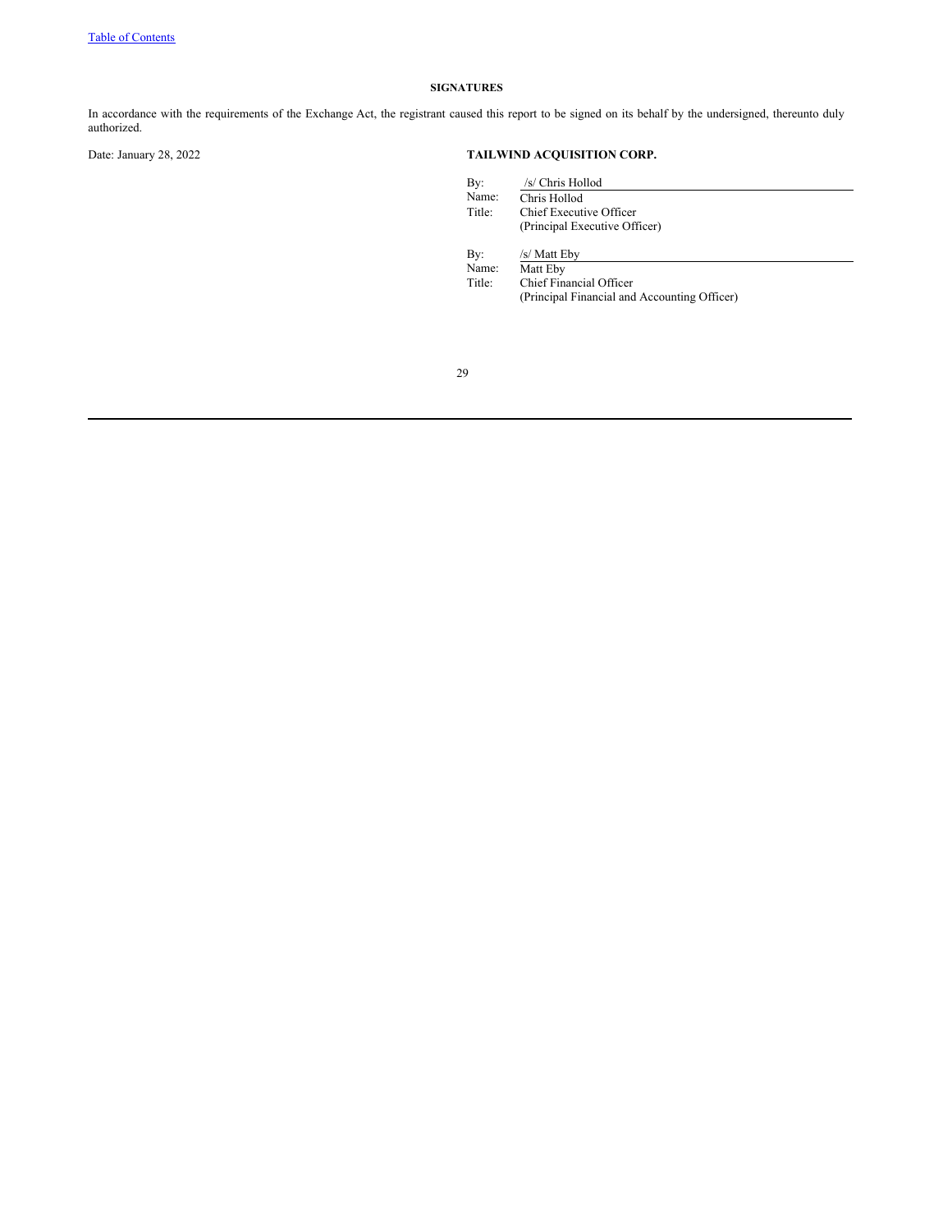## SIGNATURES

In accordance with the requirements of the Exchange Act, the registrant caused this report to be signed on its behalf by the undersigned, thereunto duly authorized.

Date: January 28, 2022

**TAILWIND ACQUISITION CORP.**

| | |
|---|---|
| By: | /s/ Chris Hollod |
| Name: | Chris Hollod |
| Title: | Chief Executive Officer<br>(Principal Executive Officer) |

| | |
|---|---|
| By: | /s/ Matt Eby |
| Name: | Matt Eby |
| Title: | Chief Financial Officer<br>(Principal Financial and Accounting Officer) |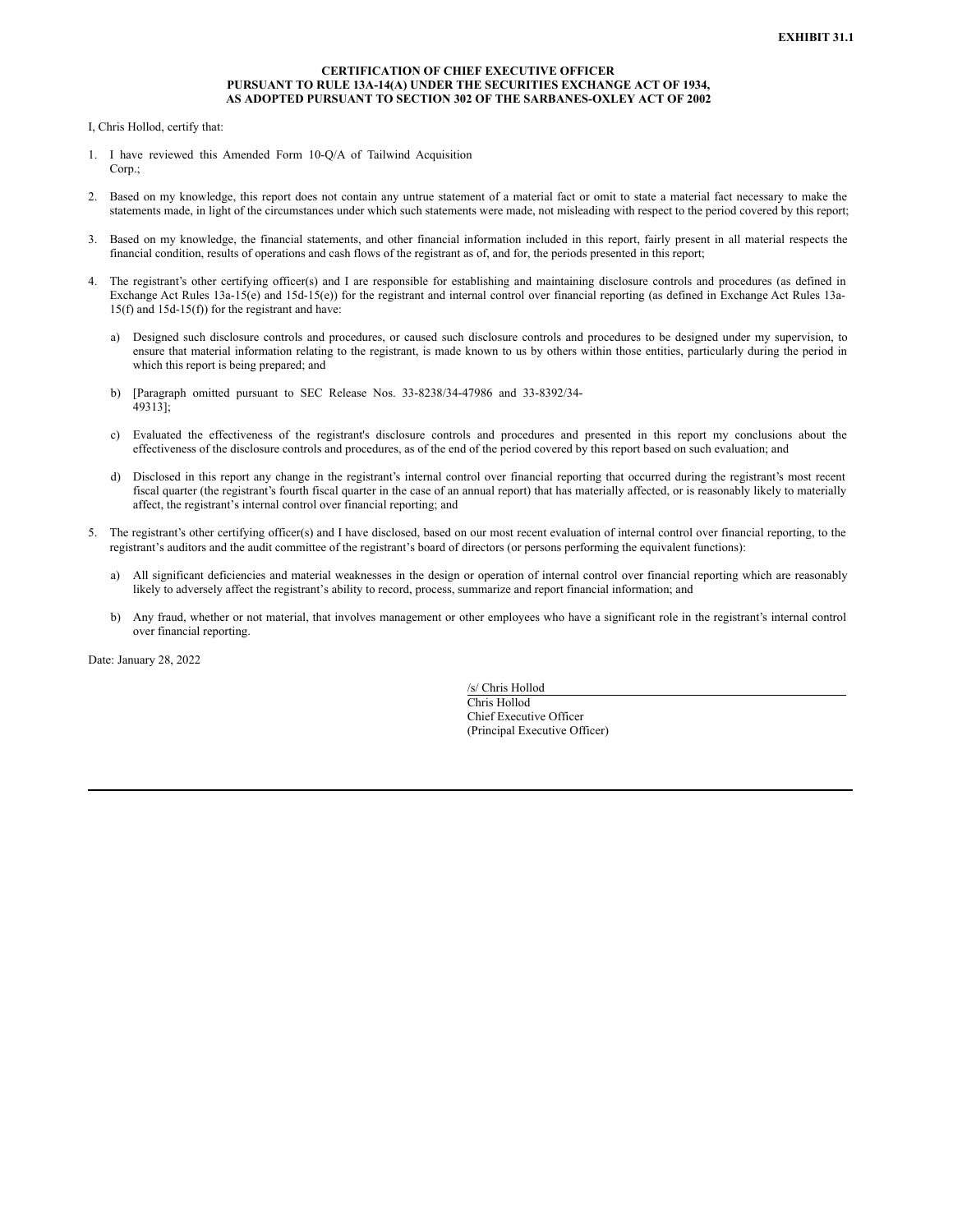**EXHIBIT 31.1**

**CERTIFICATION OF CHIEF EXECUTIVE OFFICER
PURSUANT TO RULE 13A-14(A) UNDER THE SECURITIES EXCHANGE ACT OF 1934,
AS ADOPTED PURSUANT TO SECTION 302 OF THE SARBANES-OXLEY ACT OF 2002**

I, Chris Hollod, certify that:

1. I have reviewed this Amended Form 10-Q/A of Tailwind Acquisition Corp.;

2. Based on my knowledge, this report does not contain any untrue statement of a material fact or omit to state a material fact necessary to make the statements made, in light of the circumstances under which such statements were made, not misleading with respect to the period covered by this report;

3. Based on my knowledge, the financial statements, and other financial information included in this report, fairly present in all material respects the financial condition, results of operations and cash flows of the registrant as of, and for, the periods presented in this report;

4. The registrant's other certifying officer(s) and I are responsible for establishing and maintaining disclosure controls and procedures (as defined in Exchange Act Rules 13a-15(e) and 15d-15(e)) for the registrant and internal control over financial reporting (as defined in Exchange Act Rules 13a-15(f) and 15d-15(f)) for the registrant and have:

   a) Designed such disclosure controls and procedures, or caused such disclosure controls and procedures to be designed under my supervision, to ensure that material information relating to the registrant, is made known to us by others within those entities, particularly during the period in which this report is being prepared; and

   b) [Paragraph omitted pursuant to SEC Release Nos. 33-8238/34-47986 and 33-8392/34-49313];

   c) Evaluated the effectiveness of the registrant's disclosure controls and procedures and presented in this report my conclusions about the effectiveness of the disclosure controls and procedures, as of the end of the period covered by this report based on such evaluation; and

   d) Disclosed in this report any change in the registrant's internal control over financial reporting that occurred during the registrant's most recent fiscal quarter (the registrant's fourth fiscal quarter in the case of an annual report) that has materially affected, or is reasonably likely to materially affect, the registrant's internal control over financial reporting; and

5. The registrant's other certifying officer(s) and I have disclosed, based on our most recent evaluation of internal control over financial reporting, to the registrant's auditors and the audit committee of the registrant's board of directors (or persons performing the equivalent functions):

   a) All significant deficiencies and material weaknesses in the design or operation of internal control over financial reporting which are reasonably likely to adversely affect the registrant's ability to record, process, summarize and report financial information; and

   b) Any fraud, whether or not material, that involves management or other employees who have a significant role in the registrant's internal control over financial reporting.

Date: January 28, 2022

/s/ Chris Hollod
Chris Hollod
Chief Executive Officer
(Principal Executive Officer)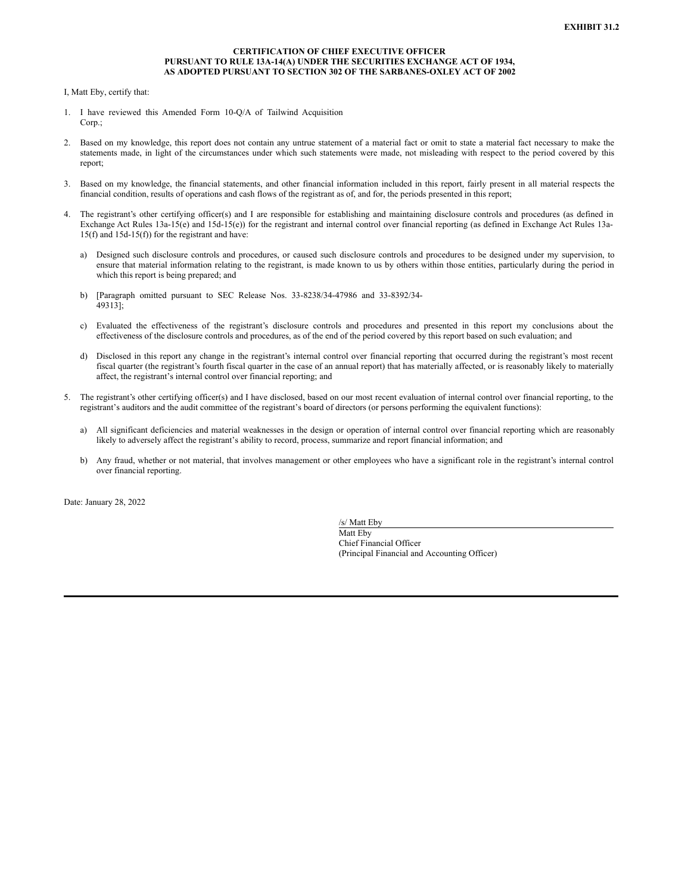**EXHIBIT 31.2**

**CERTIFICATION OF CHIEF EXECUTIVE OFFICER
PURSUANT TO RULE 13A-14(A) UNDER THE SECURITIES EXCHANGE ACT OF 1934,
AS ADOPTED PURSUANT TO SECTION 302 OF THE SARBANES-OXLEY ACT OF 2002**

I, Matt Eby, certify that:

1. I have reviewed this Amended Form 10-Q/A of Tailwind Acquisition Corp.;

2. Based on my knowledge, this report does not contain any untrue statement of a material fact or omit to state a material fact necessary to make the statements made, in light of the circumstances under which such statements were made, not misleading with respect to the period covered by this report;

3. Based on my knowledge, the financial statements, and other financial information included in this report, fairly present in all material respects the financial condition, results of operations and cash flows of the registrant as of, and for, the periods presented in this report;

4. The registrant's other certifying officer(s) and I are responsible for establishing and maintaining disclosure controls and procedures (as defined in Exchange Act Rules 13a-15(e) and 15d-15(e)) for the registrant and internal control over financial reporting (as defined in Exchange Act Rules 13a-15(f) and 15d-15(f)) for the registrant and have:

   a) Designed such disclosure controls and procedures, or caused such disclosure controls and procedures to be designed under my supervision, to ensure that material information relating to the registrant, is made known to us by others within those entities, particularly during the period in which this report is being prepared; and

   b) [Paragraph omitted pursuant to SEC Release Nos. 33-8238/34-47986 and 33-8392/34-49313];

   c) Evaluated the effectiveness of the registrant's disclosure controls and procedures and presented in this report my conclusions about the effectiveness of the disclosure controls and procedures, as of the end of the period covered by this report based on such evaluation; and

   d) Disclosed in this report any change in the registrant's internal control over financial reporting that occurred during the registrant's most recent fiscal quarter (the registrant's fourth fiscal quarter in the case of an annual report) that has materially affected, or is reasonably likely to materially affect, the registrant's internal control over financial reporting; and

5. The registrant's other certifying officer(s) and I have disclosed, based on our most recent evaluation of internal control over financial reporting, to the registrant's auditors and the audit committee of the registrant's board of directors (or persons performing the equivalent functions):

   a) All significant deficiencies and material weaknesses in the design or operation of internal control over financial reporting which are reasonably likely to adversely affect the registrant's ability to record, process, summarize and report financial information; and

   b) Any fraud, whether or not material, that involves management or other employees who have a significant role in the registrant's internal control over financial reporting.

Date: January 28, 2022

/s/ Matt Eby
Matt Eby
Chief Financial Officer
(Principal Financial and Accounting Officer)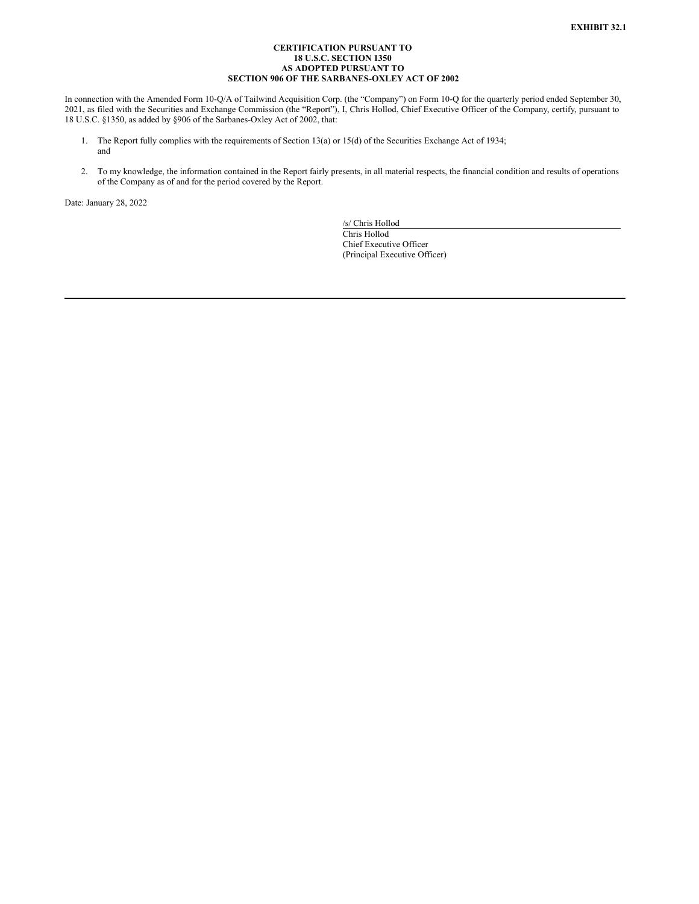**EXHIBIT 32.1**

**CERTIFICATION PURSUANT TO
18 U.S.C. SECTION 1350
AS ADOPTED PURSUANT TO
SECTION 906 OF THE SARBANES-OXLEY ACT OF 2002**

In connection with the Amended Form 10-Q/A of Tailwind Acquisition Corp. (the "Company") on Form 10-Q for the quarterly period ended September 30, 2021, as filed with the Securities and Exchange Commission (the "Report"), I, Chris Hollod, Chief Executive Officer of the Company, certify, pursuant to 18 U.S.C. §1350, as added by §906 of the Sarbanes-Oxley Act of 2002, that:

1. The Report fully complies with the requirements of Section 13(a) or 15(d) of the Securities Exchange Act of 1934; and

2. To my knowledge, the information contained in the Report fairly presents, in all material respects, the financial condition and results of operations of the Company as of and for the period covered by the Report.

Date: January 28, 2022

/s/ Chris Hollod
Chris Hollod
Chief Executive Officer
(Principal Executive Officer)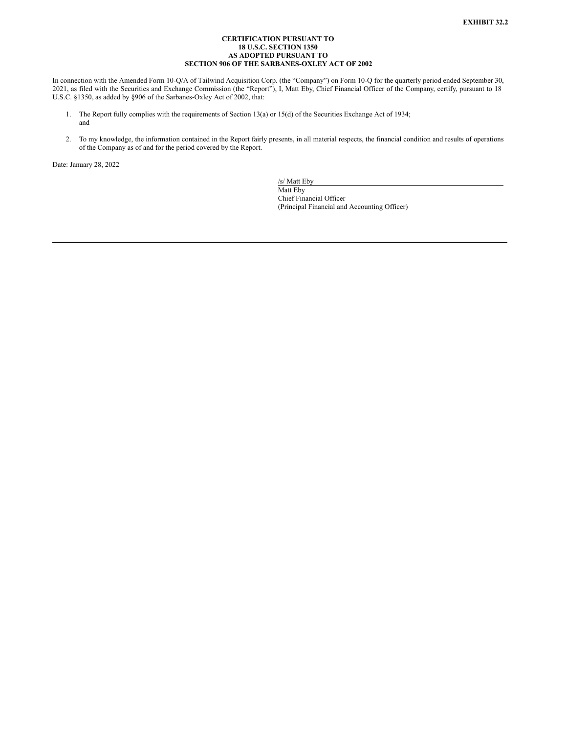**EXHIBIT 32.2**

**CERTIFICATION PURSUANT TO**
**18 U.S.C. SECTION 1350**
**AS ADOPTED PURSUANT TO**
**SECTION 906 OF THE SARBANES-OXLEY ACT OF 2002**

In connection with the Amended Form 10-Q/A of Tailwind Acquisition Corp. (the “Company”) on Form 10-Q for the quarterly period ended September 30, 2021, as filed with the Securities and Exchange Commission (the “Report”), I, Matt Eby, Chief Financial Officer of the Company, certify, pursuant to 18 U.S.C. §1350, as added by §906 of the Sarbanes-Oxley Act of 2002, that:

1. The Report fully complies with the requirements of Section 13(a) or 15(d) of the Securities Exchange Act of 1934; and
2. To my knowledge, the information contained in the Report fairly presents, in all material respects, the financial condition and results of operations of the Company as of and for the period covered by the Report.

Date: January 28, 2022

/s/ Matt Eby
Matt Eby
Chief Financial Officer
(Principal Financial and Accounting Officer)